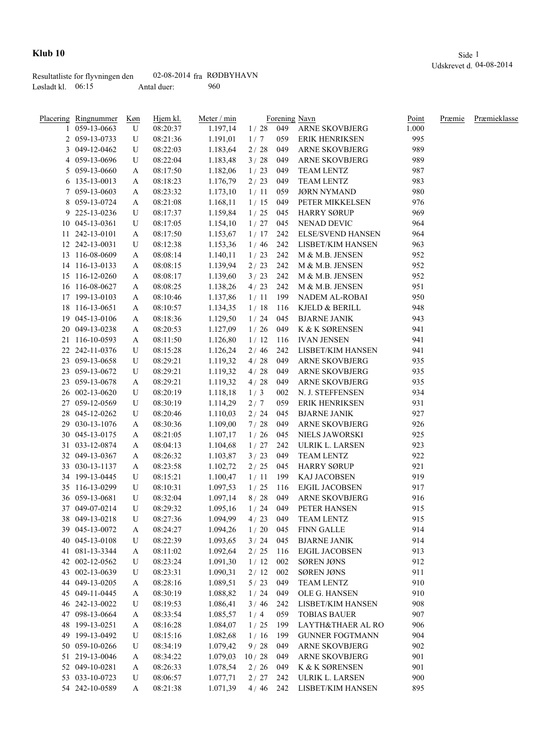# Klub 10

Udskrevet d. 04-08-2014

Resultatliste for flyvningen den 02-08-2014 fra RØDBYHAVN

Løsladt kl. 06:15 Antal duer: 960

| Placering | Ringnummer | Køn | Hjem kl. | Meter / min | | Forening | Navn | Point | Præmie | Præmieklasse |
|---|---|---|---|---|---|---|---|---|---|---|
| 1 | 059-13-0663 | U | 08:20:37 | 1.197,14 | 1 / 28 | 049 | ARNE SKOVBJERG | 1.000 | | |
| 2 | 059-13-0733 | U | 08:21:36 | 1.191,01 | 1 / 7 | 059 | ERIK HENRIKSEN | 995 | | |
| 3 | 049-12-0462 | U | 08:22:03 | 1.183,64 | 2 / 28 | 049 | ARNE SKOVBJERG | 989 | | |
| 4 | 059-13-0696 | U | 08:22:04 | 1.183,48 | 3 / 28 | 049 | ARNE SKOVBJERG | 989 | | |
| 5 | 059-13-0660 | A | 08:17:50 | 1.182,06 | 1 / 23 | 049 | TEAM LENTZ | 987 | | |
| 6 | 135-13-0013 | A | 08:18:23 | 1.176,79 | 2 / 23 | 049 | TEAM LENTZ | 983 | | |
| 7 | 059-13-0603 | A | 08:23:32 | 1.173,10 | 1 / 11 | 059 | JØRN NYMAND | 980 | | |
| 8 | 059-13-0724 | A | 08:21:08 | 1.168,11 | 1 / 15 | 049 | PETER MIKKELSEN | 976 | | |
| 9 | 225-13-0236 | U | 08:17:37 | 1.159,84 | 1 / 25 | 045 | HARRY SØRUP | 969 | | |
| 10 | 045-13-0361 | U | 08:17:05 | 1.154,10 | 1 / 27 | 045 | NENAD DEVIC | 964 | | |
| 11 | 242-13-0101 | A | 08:17:50 | 1.153,67 | 1 / 17 | 242 | ELSE/SVEND HANSEN | 964 | | |
| 12 | 242-13-0031 | U | 08:12:38 | 1.153,36 | 1 / 46 | 242 | LISBET/KIM HANSEN | 963 | | |
| 13 | 116-08-0609 | A | 08:08:14 | 1.140,11 | 1 / 23 | 242 | M & M.B. JENSEN | 952 | | |
| 14 | 116-13-0133 | A | 08:08:15 | 1.139,94 | 2 / 23 | 242 | M & M.B. JENSEN | 952 | | |
| 15 | 116-12-0260 | A | 08:08:17 | 1.139,60 | 3 / 23 | 242 | M & M.B. JENSEN | 952 | | |
| 16 | 116-08-0627 | A | 08:08:25 | 1.138,26 | 4 / 23 | 242 | M & M.B. JENSEN | 951 | | |
| 17 | 199-13-0103 | A | 08:10:46 | 1.137,86 | 1 / 11 | 199 | NADEM AL-ROBAI | 950 | | |
| 18 | 116-13-0651 | A | 08:10:57 | 1.134,35 | 1 / 18 | 116 | KJELD & BERILL | 948 | | |
| 19 | 045-13-0106 | A | 08:18:36 | 1.129,50 | 1 / 24 | 045 | BJARNE JANIK | 943 | | |
| 20 | 049-13-0238 | A | 08:20:53 | 1.127,09 | 1 / 26 | 049 | K & K SØRENSEN | 941 | | |
| 21 | 116-10-0593 | A | 08:11:50 | 1.126,80 | 1 / 12 | 116 | IVAN JENSEN | 941 | | |
| 22 | 242-11-0376 | U | 08:15:28 | 1.126,24 | 2 / 46 | 242 | LISBET/KIM HANSEN | 941 | | |
| 23 | 059-13-0658 | U | 08:29:21 | 1.119,32 | 4 / 28 | 049 | ARNE SKOVBJERG | 935 | | |
| 23 | 059-13-0672 | U | 08:29:21 | 1.119,32 | 4 / 28 | 049 | ARNE SKOVBJERG | 935 | | |
| 23 | 059-13-0678 | A | 08:29:21 | 1.119,32 | 4 / 28 | 049 | ARNE SKOVBJERG | 935 | | |
| 26 | 002-13-0620 | U | 08:20:19 | 1.118,18 | 1 / 3 | 002 | N. J. STEFFENSEN | 934 | | |
| 27 | 059-12-0569 | U | 08:30:19 | 1.114,29 | 2 / 7 | 059 | ERIK HENRIKSEN | 931 | | |
| 28 | 045-12-0262 | U | 08:20:46 | 1.110,03 | 2 / 24 | 045 | BJARNE JANIK | 927 | | |
| 29 | 030-13-1076 | A | 08:30:36 | 1.109,00 | 7 / 28 | 049 | ARNE SKOVBJERG | 926 | | |
| 30 | 045-13-0175 | A | 08:21:05 | 1.107,17 | 1 / 26 | 045 | NIELS JAWORSKI | 925 | | |
| 31 | 033-12-0874 | A | 08:04:13 | 1.104,68 | 1 / 27 | 242 | ULRIK L. LARSEN | 923 | | |
| 32 | 049-13-0367 | A | 08:26:32 | 1.103,87 | 3 / 23 | 049 | TEAM LENTZ | 922 | | |
| 33 | 030-13-1137 | A | 08:23:58 | 1.102,72 | 2 / 25 | 045 | HARRY SØRUP | 921 | | |
| 34 | 199-13-0445 | U | 08:15:21 | 1.100,47 | 1 / 11 | 199 | KAJ JACOBSEN | 919 | | |
| 35 | 116-13-0299 | U | 08:10:31 | 1.097,53 | 1 / 25 | 116 | EJGIL JACOBSEN | 917 | | |
| 36 | 059-13-0681 | U | 08:32:04 | 1.097,14 | 8 / 28 | 049 | ARNE SKOVBJERG | 916 | | |
| 37 | 049-07-0214 | U | 08:29:32 | 1.095,16 | 1 / 24 | 049 | PETER HANSEN | 915 | | |
| 38 | 049-13-0218 | U | 08:27:36 | 1.094,99 | 4 / 23 | 049 | TEAM LENTZ | 915 | | |
| 39 | 045-13-0072 | A | 08:24:27 | 1.094,26 | 1 / 20 | 045 | FINN GALLE | 914 | | |
| 40 | 045-13-0108 | U | 08:22:39 | 1.093,65 | 3 / 24 | 045 | BJARNE JANIK | 914 | | |
| 41 | 081-13-3344 | A | 08:11:02 | 1.092,64 | 2 / 25 | 116 | EJGIL JACOBSEN | 913 | | |
| 42 | 002-12-0562 | U | 08:23:24 | 1.091,30 | 1 / 12 | 002 | SØREN JØNS | 912 | | |
| 43 | 002-13-0639 | U | 08:23:31 | 1.090,31 | 2 / 12 | 002 | SØREN JØNS | 911 | | |
| 44 | 049-13-0205 | A | 08:28:16 | 1.089,51 | 5 / 23 | 049 | TEAM LENTZ | 910 | | |
| 45 | 049-11-0445 | A | 08:30:19 | 1.088,82 | 1 / 24 | 049 | OLE G. HANSEN | 910 | | |
| 46 | 242-13-0022 | U | 08:19:53 | 1.086,41 | 3 / 46 | 242 | LISBET/KIM HANSEN | 908 | | |
| 47 | 098-13-0664 | A | 08:33:54 | 1.085,57 | 1 / 4 | 059 | TOBIAS BAUER | 907 | | |
| 48 | 199-13-0251 | A | 08:16:28 | 1.084,07 | 1 / 25 | 199 | LAYTH&THAER AL RO | 906 | | |
| 49 | 199-13-0492 | U | 08:15:16 | 1.082,68 | 1 / 16 | 199 | GUNNER FOGTMANN | 904 | | |
| 50 | 059-10-0266 | U | 08:34:19 | 1.079,42 | 9 / 28 | 049 | ARNE SKOVBJERG | 902 | | |
| 51 | 219-13-0046 | A | 08:34:22 | 1.079,03 | 10 / 28 | 049 | ARNE SKOVBJERG | 901 | | |
| 52 | 049-10-0281 | A | 08:26:33 | 1.078,54 | 2 / 26 | 049 | K & K SØRENSEN | 901 | | |
| 53 | 033-10-0723 | U | 08:06:57 | 1.077,71 | 2 / 27 | 242 | ULRIK L. LARSEN | 900 | | |
| 54 | 242-10-0589 | A | 08:21:38 | 1.071,39 | 4 / 46 | 242 | LISBET/KIM HANSEN | 895 | | |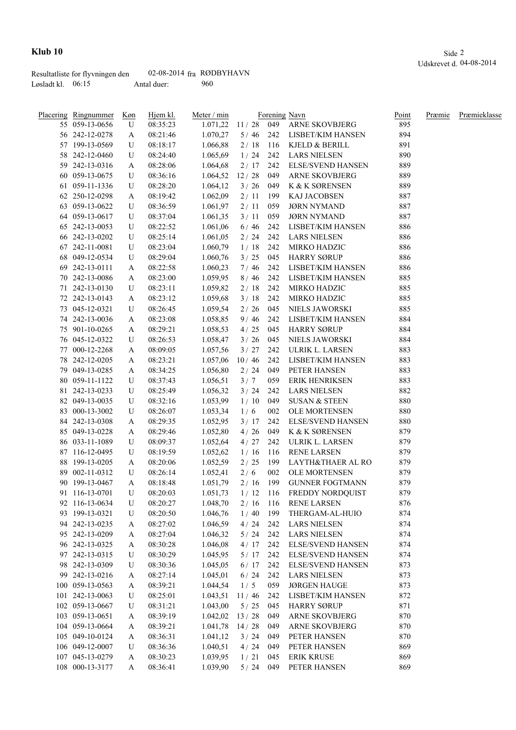**Klub 10**

Udskrevet d. 04-08-2014

Resultatliste for flyvningen den 02-08-2014 fra RØDBYHAVN
Løsladt kl. 06:15 Antal duer: 960

| Placering | Ringnummer | Køn | Hjem kl. | Meter / min | | Forening | Navn | Point | Præmie | Præmieklasse |
|---|---|---|---|---|---|---|---|---|---|---|
| 55 | 059-13-0656 | U | 08:35:23 | 1.071,22 | 11 / 28 | 049 | ARNE SKOVBJERG | 895 | | |
| 56 | 242-12-0278 | A | 08:21:46 | 1.070,27 | 5 / 46 | 242 | LISBET/KIM HANSEN | 894 | | |
| 57 | 199-13-0569 | U | 08:18:17 | 1.066,88 | 2 / 18 | 116 | KJELD & BERILL | 891 | | |
| 58 | 242-12-0460 | U | 08:24:40 | 1.065,69 | 1 / 24 | 242 | LARS NIELSEN | 890 | | |
| 59 | 242-13-0316 | A | 08:28:06 | 1.064,68 | 2 / 17 | 242 | ELSE/SVEND HANSEN | 889 | | |
| 60 | 059-13-0675 | U | 08:36:16 | 1.064,52 | 12 / 28 | 049 | ARNE SKOVBJERG | 889 | | |
| 61 | 059-11-1336 | U | 08:28:20 | 1.064,12 | 3 / 26 | 049 | K & K SØRENSEN | 889 | | |
| 62 | 250-12-0298 | A | 08:19:42 | 1.062,09 | 2 / 11 | 199 | KAJ JACOBSEN | 887 | | |
| 63 | 059-13-0622 | U | 08:36:59 | 1.061,97 | 2 / 11 | 059 | JØRN NYMAND | 887 | | |
| 64 | 059-13-0617 | U | 08:37:04 | 1.061,35 | 3 / 11 | 059 | JØRN NYMAND | 887 | | |
| 65 | 242-13-0053 | U | 08:22:52 | 1.061,06 | 6 / 46 | 242 | LISBET/KIM HANSEN | 886 | | |
| 66 | 242-13-0202 | U | 08:25:14 | 1.061,05 | 2 / 24 | 242 | LARS NIELSEN | 886 | | |
| 67 | 242-11-0081 | U | 08:23:04 | 1.060,79 | 1 / 18 | 242 | MIRKO HADZIC | 886 | | |
| 68 | 049-12-0534 | U | 08:29:04 | 1.060,76 | 3 / 25 | 045 | HARRY SØRUP | 886 | | |
| 69 | 242-13-0111 | A | 08:22:58 | 1.060,23 | 7 / 46 | 242 | LISBET/KIM HANSEN | 886 | | |
| 70 | 242-13-0086 | A | 08:23:00 | 1.059,95 | 8 / 46 | 242 | LISBET/KIM HANSEN | 885 | | |
| 71 | 242-13-0130 | U | 08:23:11 | 1.059,82 | 2 / 18 | 242 | MIRKO HADZIC | 885 | | |
| 72 | 242-13-0143 | A | 08:23:12 | 1.059,68 | 3 / 18 | 242 | MIRKO HADZIC | 885 | | |
| 73 | 045-12-0321 | U | 08:26:45 | 1.059,54 | 2 / 26 | 045 | NIELS JAWORSKI | 885 | | |
| 74 | 242-13-0036 | A | 08:23:08 | 1.058,85 | 9 / 46 | 242 | LISBET/KIM HANSEN | 884 | | |
| 75 | 901-10-0265 | A | 08:29:21 | 1.058,53 | 4 / 25 | 045 | HARRY SØRUP | 884 | | |
| 76 | 045-12-0322 | U | 08:26:53 | 1.058,47 | 3 / 26 | 045 | NIELS JAWORSKI | 884 | | |
| 77 | 000-12-2268 | A | 08:09:05 | 1.057,56 | 3 / 27 | 242 | ULRIK L. LARSEN | 883 | | |
| 78 | 242-12-0205 | A | 08:23:21 | 1.057,06 | 10 / 46 | 242 | LISBET/KIM HANSEN | 883 | | |
| 79 | 049-13-0285 | A | 08:34:25 | 1.056,80 | 2 / 24 | 049 | PETER HANSEN | 883 | | |
| 80 | 059-11-1122 | U | 08:37:43 | 1.056,51 | 3 / 7 | 059 | ERIK HENRIKSEN | 883 | | |
| 81 | 242-13-0233 | U | 08:25:49 | 1.056,32 | 3 / 24 | 242 | LARS NIELSEN | 882 | | |
| 82 | 049-13-0035 | U | 08:32:16 | 1.053,99 | 1 / 10 | 049 | SUSAN & STEEN | 880 | | |
| 83 | 000-13-3002 | U | 08:26:07 | 1.053,34 | 1 / 6 | 002 | OLE MORTENSEN | 880 | | |
| 84 | 242-13-0308 | A | 08:29:35 | 1.052,95 | 3 / 17 | 242 | ELSE/SVEND HANSEN | 880 | | |
| 85 | 049-13-0228 | A | 08:29:46 | 1.052,80 | 4 / 26 | 049 | K & K SØRENSEN | 879 | | |
| 86 | 033-11-1089 | U | 08:09:37 | 1.052,64 | 4 / 27 | 242 | ULRIK L. LARSEN | 879 | | |
| 87 | 116-12-0495 | U | 08:19:59 | 1.052,62 | 1 / 16 | 116 | RENE LARSEN | 879 | | |
| 88 | 199-13-0205 | A | 08:20:06 | 1.052,59 | 2 / 25 | 199 | LAYTH&THAER AL RO | 879 | | |
| 89 | 002-11-0312 | U | 08:26:14 | 1.052,41 | 2 / 6 | 002 | OLE MORTENSEN | 879 | | |
| 90 | 199-13-0467 | A | 08:18:48 | 1.051,79 | 2 / 16 | 199 | GUNNER FOGTMANN | 879 | | |
| 91 | 116-13-0701 | U | 08:20:03 | 1.051,73 | 1 / 12 | 116 | FREDDY NORDQUIST | 879 | | |
| 92 | 116-13-0634 | U | 08:20:27 | 1.048,70 | 2 / 16 | 116 | RENE LARSEN | 876 | | |
| 93 | 199-13-0321 | U | 08:20:50 | 1.046,76 | 1 / 40 | 199 | THERGAM-AL-HUIO | 874 | | |
| 94 | 242-13-0235 | A | 08:27:02 | 1.046,59 | 4 / 24 | 242 | LARS NIELSEN | 874 | | |
| 95 | 242-13-0209 | A | 08:27:04 | 1.046,32 | 5 / 24 | 242 | LARS NIELSEN | 874 | | |
| 96 | 242-13-0325 | A | 08:30:28 | 1.046,08 | 4 / 17 | 242 | ELSE/SVEND HANSEN | 874 | | |
| 97 | 242-13-0315 | U | 08:30:29 | 1.045,95 | 5 / 17 | 242 | ELSE/SVEND HANSEN | 874 | | |
| 98 | 242-13-0309 | U | 08:30:36 | 1.045,05 | 6 / 17 | 242 | ELSE/SVEND HANSEN | 873 | | |
| 99 | 242-13-0216 | A | 08:27:14 | 1.045,01 | 6 / 24 | 242 | LARS NIELSEN | 873 | | |
| 100 | 059-13-0563 | A | 08:39:21 | 1.044,54 | 1 / 5 | 059 | JØRGEN HAUGE | 873 | | |
| 101 | 242-13-0063 | U | 08:25:01 | 1.043,51 | 11 / 46 | 242 | LISBET/KIM HANSEN | 872 | | |
| 102 | 059-13-0667 | U | 08:31:21 | 1.043,00 | 5 / 25 | 045 | HARRY SØRUP | 871 | | |
| 103 | 059-13-0651 | A | 08:39:19 | 1.042,02 | 13 / 28 | 049 | ARNE SKOVBJERG | 870 | | |
| 104 | 059-13-0664 | A | 08:39:21 | 1.041,78 | 14 / 28 | 049 | ARNE SKOVBJERG | 870 | | |
| 105 | 049-10-0124 | A | 08:36:31 | 1.041,12 | 3 / 24 | 049 | PETER HANSEN | 870 | | |
| 106 | 049-12-0007 | U | 08:36:36 | 1.040,51 | 4 / 24 | 049 | PETER HANSEN | 869 | | |
| 107 | 045-13-0279 | A | 08:30:23 | 1.039,95 | 1 / 21 | 045 | ERIK KRUSE | 869 | | |
| 108 | 000-13-3177 | A | 08:36:41 | 1.039,90 | 5 / 24 | 049 | PETER HANSEN | 869 | | |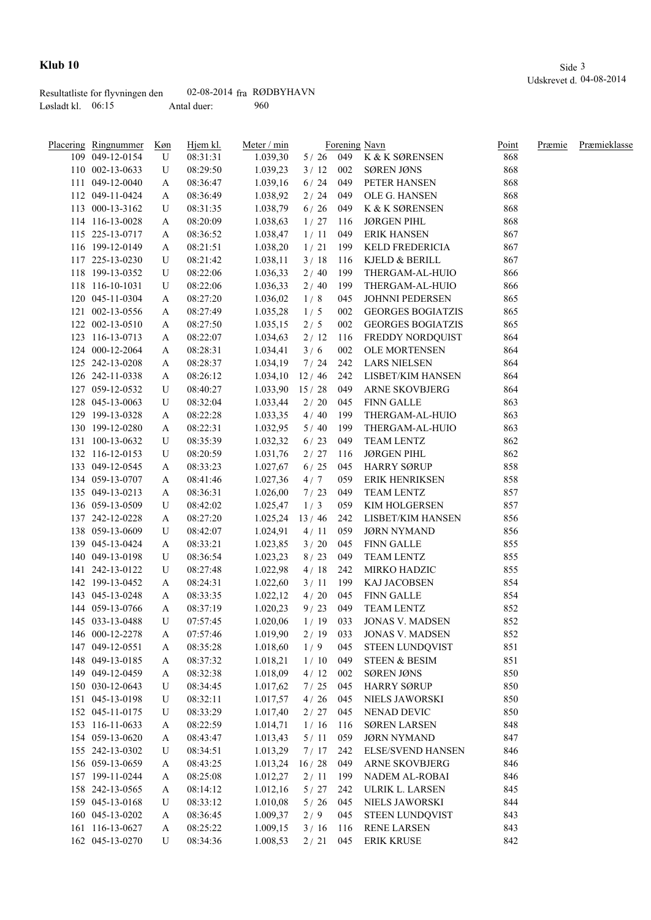**Klub 10**

Udskrevet d. 04-08-2014

Resultatliste for flyvningen den 02-08-2014 fra RØDBYHAVN
Løsladt kl. 06:15 Antal duer: 960

| Placering | Ringnummer | Køn | Hjem kl. | Meter / min | | Forening | Navn | Point | Præmie | Præmieklasse |
|---|---|---|---|---|---|---|---|---|---|---|
| 109 | 049-12-0154 | U | 08:31:31 | 1.039,30 | 5 / 26 | 049 | K & K SØRENSEN | 868 | | |
| 110 | 002-13-0633 | U | 08:29:50 | 1.039,23 | 3 / 12 | 002 | SØREN JØNS | 868 | | |
| 111 | 049-12-0040 | A | 08:36:47 | 1.039,16 | 6 / 24 | 049 | PETER HANSEN | 868 | | |
| 112 | 049-11-0424 | A | 08:36:49 | 1.038,92 | 2 / 24 | 049 | OLE G. HANSEN | 868 | | |
| 113 | 000-13-3162 | U | 08:31:35 | 1.038,79 | 6 / 26 | 049 | K & K SØRENSEN | 868 | | |
| 114 | 116-13-0028 | A | 08:20:09 | 1.038,63 | 1 / 27 | 116 | JØRGEN PIHL | 868 | | |
| 115 | 225-13-0717 | A | 08:36:52 | 1.038,47 | 1 / 11 | 049 | ERIK HANSEN | 867 | | |
| 116 | 199-12-0149 | A | 08:21:51 | 1.038,20 | 1 / 21 | 199 | KELD FREDERICIA | 867 | | |
| 117 | 225-13-0230 | U | 08:21:42 | 1.038,11 | 3 / 18 | 116 | KJELD & BERILL | 867 | | |
| 118 | 199-13-0352 | U | 08:22:06 | 1.036,33 | 2 / 40 | 199 | THERGAM-AL-HUIO | 866 | | |
| 118 | 116-10-1031 | U | 08:22:06 | 1.036,33 | 2 / 40 | 199 | THERGAM-AL-HUIO | 866 | | |
| 120 | 045-11-0304 | A | 08:27:20 | 1.036,02 | 1 / 8 | 045 | JOHNNI PEDERSEN | 865 | | |
| 121 | 002-13-0556 | A | 08:27:49 | 1.035,28 | 1 / 5 | 002 | GEORGES BOGIATZIS | 865 | | |
| 122 | 002-13-0510 | A | 08:27:50 | 1.035,15 | 2 / 5 | 002 | GEORGES BOGIATZIS | 865 | | |
| 123 | 116-13-0713 | A | 08:22:07 | 1.034,63 | 2 / 12 | 116 | FREDDY NORDQUIST | 864 | | |
| 124 | 000-12-2064 | A | 08:28:31 | 1.034,41 | 3 / 6 | 002 | OLE MORTENSEN | 864 | | |
| 125 | 242-13-0208 | A | 08:28:37 | 1.034,19 | 7 / 24 | 242 | LARS NIELSEN | 864 | | |
| 126 | 242-11-0338 | A | 08:26:12 | 1.034,10 | 12 / 46 | 242 | LISBET/KIM HANSEN | 864 | | |
| 127 | 059-12-0532 | U | 08:40:27 | 1.033,90 | 15 / 28 | 049 | ARNE SKOVBJERG | 864 | | |
| 128 | 045-13-0063 | U | 08:32:04 | 1.033,44 | 2 / 20 | 045 | FINN GALLE | 863 | | |
| 129 | 199-13-0328 | A | 08:22:28 | 1.033,35 | 4 / 40 | 199 | THERGAM-AL-HUIO | 863 | | |
| 130 | 199-12-0280 | A | 08:22:31 | 1.032,95 | 5 / 40 | 199 | THERGAM-AL-HUIO | 863 | | |
| 131 | 100-13-0632 | U | 08:35:39 | 1.032,32 | 6 / 23 | 049 | TEAM LENTZ | 862 | | |
| 132 | 116-12-0153 | U | 08:20:59 | 1.031,76 | 2 / 27 | 116 | JØRGEN PIHL | 862 | | |
| 133 | 049-12-0545 | A | 08:33:23 | 1.027,67 | 6 / 25 | 045 | HARRY SØRUP | 858 | | |
| 134 | 059-13-0707 | A | 08:41:46 | 1.027,36 | 4 / 7 | 059 | ERIK HENRIKSEN | 858 | | |
| 135 | 049-13-0213 | A | 08:36:31 | 1.026,00 | 7 / 23 | 049 | TEAM LENTZ | 857 | | |
| 136 | 059-13-0509 | U | 08:42:02 | 1.025,47 | 1 / 3 | 059 | KIM HOLGERSEN | 857 | | |
| 137 | 242-12-0228 | A | 08:27:20 | 1.025,24 | 13 / 46 | 242 | LISBET/KIM HANSEN | 856 | | |
| 138 | 059-13-0609 | U | 08:42:07 | 1.024,91 | 4 / 11 | 059 | JØRN NYMAND | 856 | | |
| 139 | 045-13-0424 | A | 08:33:21 | 1.023,85 | 3 / 20 | 045 | FINN GALLE | 855 | | |
| 140 | 049-13-0198 | U | 08:36:54 | 1.023,23 | 8 / 23 | 049 | TEAM LENTZ | 855 | | |
| 141 | 242-13-0122 | U | 08:27:48 | 1.022,98 | 4 / 18 | 242 | MIRKO HADZIC | 855 | | |
| 142 | 199-13-0452 | A | 08:24:31 | 1.022,60 | 3 / 11 | 199 | KAJ JACOBSEN | 854 | | |
| 143 | 045-13-0248 | A | 08:33:35 | 1.022,12 | 4 / 20 | 045 | FINN GALLE | 854 | | |
| 144 | 059-13-0766 | A | 08:37:19 | 1.020,23 | 9 / 23 | 049 | TEAM LENTZ | 852 | | |
| 145 | 033-13-0488 | U | 07:57:45 | 1.020,06 | 1 / 19 | 033 | JONAS V. MADSEN | 852 | | |
| 146 | 000-12-2278 | A | 07:57:46 | 1.019,90 | 2 / 19 | 033 | JONAS V. MADSEN | 852 | | |
| 147 | 049-12-0551 | A | 08:35:28 | 1.018,60 | 1 / 9 | 045 | STEEN LUNDQVIST | 851 | | |
| 148 | 049-13-0185 | A | 08:37:32 | 1.018,21 | 1 / 10 | 049 | STEEN & BESIM | 851 | | |
| 149 | 049-12-0459 | A | 08:32:38 | 1.018,09 | 4 / 12 | 002 | SØREN JØNS | 850 | | |
| 150 | 030-12-0643 | U | 08:34:45 | 1.017,62 | 7 / 25 | 045 | HARRY SØRUP | 850 | | |
| 151 | 045-13-0198 | U | 08:32:11 | 1.017,57 | 4 / 26 | 045 | NIELS JAWORSKI | 850 | | |
| 152 | 045-11-0175 | U | 08:33:29 | 1.017,40 | 2 / 27 | 045 | NENAD DEVIC | 850 | | |
| 153 | 116-11-0633 | A | 08:22:59 | 1.014,71 | 1 / 16 | 116 | SØREN LARSEN | 848 | | |
| 154 | 059-13-0620 | A | 08:43:47 | 1.013,43 | 5 / 11 | 059 | JØRN NYMAND | 847 | | |
| 155 | 242-13-0302 | U | 08:34:51 | 1.013,29 | 7 / 17 | 242 | ELSE/SVEND HANSEN | 846 | | |
| 156 | 059-13-0659 | A | 08:43:25 | 1.013,24 | 16 / 28 | 049 | ARNE SKOVBJERG | 846 | | |
| 157 | 199-11-0244 | A | 08:25:08 | 1.012,27 | 2 / 11 | 199 | NADEM AL-ROBAI | 846 | | |
| 158 | 242-13-0565 | A | 08:14:12 | 1.012,16 | 5 / 27 | 242 | ULRIK L. LARSEN | 845 | | |
| 159 | 045-13-0168 | U | 08:33:12 | 1.010,08 | 5 / 26 | 045 | NIELS JAWORSKI | 844 | | |
| 160 | 045-13-0202 | A | 08:36:45 | 1.009,37 | 2 / 9 | 045 | STEEN LUNDQVIST | 843 | | |
| 161 | 116-13-0627 | A | 08:25:22 | 1.009,15 | 3 / 16 | 116 | RENE LARSEN | 843 | | |
| 162 | 045-13-0270 | U | 08:34:36 | 1.008,53 | 2 / 21 | 045 | ERIK KRUSE | 842 | | |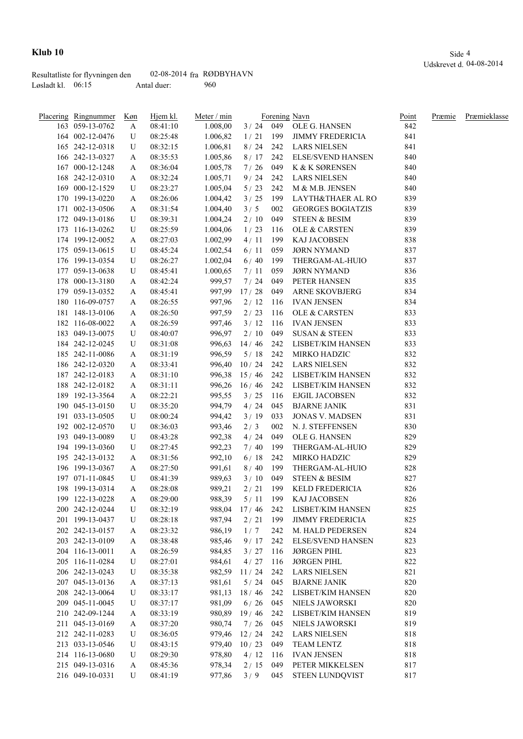**Klub 10**

Udskrevet d. 04-08-2014

Resultatliste for flyvningen den 02-08-2014 fra RØDBYHAVN
Løsladt kl. 06:15 Antal duer: 960

| Placering | Ringnummer | Køn | Hjem kl. | Meter / min | | Forening | Navn | Point | Præmie | Præmieklasse |
|---|---|---|---|---|---|---|---|---|---|---|
| 163 | 059-13-0762 | A | 08:41:10 | 1.008,00 | 3 / 24 | 049 | OLE G. HANSEN | 842 | | |
| 164 | 002-12-0476 | U | 08:25:48 | 1.006,82 | 1 / 21 | 199 | JIMMY FREDERICIA | 841 | | |
| 165 | 242-12-0318 | U | 08:32:15 | 1.006,81 | 8 / 24 | 242 | LARS NIELSEN | 841 | | |
| 166 | 242-13-0327 | A | 08:35:53 | 1.005,86 | 8 / 17 | 242 | ELSE/SVEND HANSEN | 840 | | |
| 167 | 000-12-1248 | A | 08:36:04 | 1.005,78 | 7 / 26 | 049 | K & K SØRENSEN | 840 | | |
| 168 | 242-12-0310 | A | 08:32:24 | 1.005,71 | 9 / 24 | 242 | LARS NIELSEN | 840 | | |
| 169 | 000-12-1529 | U | 08:23:27 | 1.005,04 | 5 / 23 | 242 | M & M.B. JENSEN | 840 | | |
| 170 | 199-13-0220 | A | 08:26:06 | 1.004,42 | 3 / 25 | 199 | LAYTH&THAER AL RO | 839 | | |
| 171 | 002-13-0506 | A | 08:31:54 | 1.004,40 | 3 / 5 | 002 | GEORGES BOGIATZIS | 839 | | |
| 172 | 049-13-0186 | U | 08:39:31 | 1.004,24 | 2 / 10 | 049 | STEEN & BESIM | 839 | | |
| 173 | 116-13-0262 | U | 08:25:59 | 1.004,06 | 1 / 23 | 116 | OLE & CARSTEN | 839 | | |
| 174 | 199-12-0052 | A | 08:27:03 | 1.002,99 | 4 / 11 | 199 | KAJ JACOBSEN | 838 | | |
| 175 | 059-13-0615 | U | 08:45:24 | 1.002,54 | 6 / 11 | 059 | JØRN NYMAND | 837 | | |
| 176 | 199-13-0354 | U | 08:26:27 | 1.002,04 | 6 / 40 | 199 | THERGAM-AL-HUIO | 837 | | |
| 177 | 059-13-0638 | U | 08:45:41 | 1.000,65 | 7 / 11 | 059 | JØRN NYMAND | 836 | | |
| 178 | 000-13-3180 | A | 08:42:24 | 999,57 | 7 / 24 | 049 | PETER HANSEN | 835 | | |
| 179 | 059-13-0352 | A | 08:45:41 | 997,99 | 17 / 28 | 049 | ARNE SKOVBJERG | 834 | | |
| 180 | 116-09-0757 | A | 08:26:55 | 997,96 | 2 / 12 | 116 | IVAN JENSEN | 834 | | |
| 181 | 148-13-0106 | A | 08:26:50 | 997,59 | 2 / 23 | 116 | OLE & CARSTEN | 833 | | |
| 182 | 116-08-0022 | A | 08:26:59 | 997,46 | 3 / 12 | 116 | IVAN JENSEN | 833 | | |
| 183 | 049-13-0075 | U | 08:40:07 | 996,97 | 2 / 10 | 049 | SUSAN & STEEN | 833 | | |
| 184 | 242-12-0245 | U | 08:31:08 | 996,63 | 14 / 46 | 242 | LISBET/KIM HANSEN | 833 | | |
| 185 | 242-11-0086 | A | 08:31:19 | 996,59 | 5 / 18 | 242 | MIRKO HADZIC | 832 | | |
| 186 | 242-12-0320 | A | 08:33:41 | 996,40 | 10 / 24 | 242 | LARS NIELSEN | 832 | | |
| 187 | 242-12-0183 | A | 08:31:10 | 996,38 | 15 / 46 | 242 | LISBET/KIM HANSEN | 832 | | |
| 188 | 242-12-0182 | A | 08:31:11 | 996,26 | 16 / 46 | 242 | LISBET/KIM HANSEN | 832 | | |
| 189 | 192-13-3564 | A | 08:22:21 | 995,55 | 3 / 25 | 116 | EJGIL JACOBSEN | 832 | | |
| 190 | 045-13-0150 | U | 08:35:20 | 994,79 | 4 / 24 | 045 | BJARNE JANIK | 831 | | |
| 191 | 033-13-0505 | U | 08:00:24 | 994,42 | 3 / 19 | 033 | JONAS V. MADSEN | 831 | | |
| 192 | 002-12-0570 | U | 08:36:03 | 993,46 | 2 / 3 | 002 | N. J. STEFFENSEN | 830 | | |
| 193 | 049-13-0089 | U | 08:43:28 | 992,38 | 4 / 24 | 049 | OLE G. HANSEN | 829 | | |
| 194 | 199-13-0360 | U | 08:27:45 | 992,23 | 7 / 40 | 199 | THERGAM-AL-HUIO | 829 | | |
| 195 | 242-13-0132 | A | 08:31:56 | 992,10 | 6 / 18 | 242 | MIRKO HADZIC | 829 | | |
| 196 | 199-13-0367 | A | 08:27:50 | 991,61 | 8 / 40 | 199 | THERGAM-AL-HUIO | 828 | | |
| 197 | 071-11-0845 | U | 08:41:39 | 989,63 | 3 / 10 | 049 | STEEN & BESIM | 827 | | |
| 198 | 199-13-0314 | A | 08:28:08 | 989,21 | 2 / 21 | 199 | KELD FREDERICIA | 826 | | |
| 199 | 122-13-0228 | A | 08:29:00 | 988,39 | 5 / 11 | 199 | KAJ JACOBSEN | 826 | | |
| 200 | 242-12-0244 | U | 08:32:19 | 988,04 | 17 / 46 | 242 | LISBET/KIM HANSEN | 825 | | |
| 201 | 199-13-0437 | U | 08:28:18 | 987,94 | 2 / 21 | 199 | JIMMY FREDERICIA | 825 | | |
| 202 | 242-13-0157 | A | 08:23:32 | 986,19 | 1 / 7 | 242 | M. HALD PEDERSEN | 824 | | |
| 203 | 242-13-0109 | A | 08:38:48 | 985,46 | 9 / 17 | 242 | ELSE/SVEND HANSEN | 823 | | |
| 204 | 116-13-0011 | A | 08:26:59 | 984,85 | 3 / 27 | 116 | JØRGEN PIHL | 823 | | |
| 205 | 116-11-0284 | U | 08:27:01 | 984,61 | 4 / 27 | 116 | JØRGEN PIHL | 822 | | |
| 206 | 242-13-0243 | U | 08:35:38 | 982,59 | 11 / 24 | 242 | LARS NIELSEN | 821 | | |
| 207 | 045-13-0136 | A | 08:37:13 | 981,61 | 5 / 24 | 045 | BJARNE JANIK | 820 | | |
| 208 | 242-13-0064 | U | 08:33:17 | 981,13 | 18 / 46 | 242 | LISBET/KIM HANSEN | 820 | | |
| 209 | 045-11-0045 | U | 08:37:17 | 981,09 | 6 / 26 | 045 | NIELS JAWORSKI | 820 | | |
| 210 | 242-09-1244 | A | 08:33:19 | 980,89 | 19 / 46 | 242 | LISBET/KIM HANSEN | 819 | | |
| 211 | 045-13-0169 | A | 08:37:20 | 980,74 | 7 / 26 | 045 | NIELS JAWORSKI | 819 | | |
| 212 | 242-11-0283 | U | 08:36:05 | 979,46 | 12 / 24 | 242 | LARS NIELSEN | 818 | | |
| 213 | 033-13-0546 | U | 08:43:15 | 979,40 | 10 / 23 | 049 | TEAM LENTZ | 818 | | |
| 214 | 116-13-0680 | U | 08:29:30 | 978,80 | 4 / 12 | 116 | IVAN JENSEN | 818 | | |
| 215 | 049-13-0316 | A | 08:45:36 | 978,34 | 2 / 15 | 049 | PETER MIKKELSEN | 817 | | |
| 216 | 049-10-0331 | U | 08:41:19 | 977,86 | 3 / 9 | 045 | STEEN LUNDQVIST | 817 | | |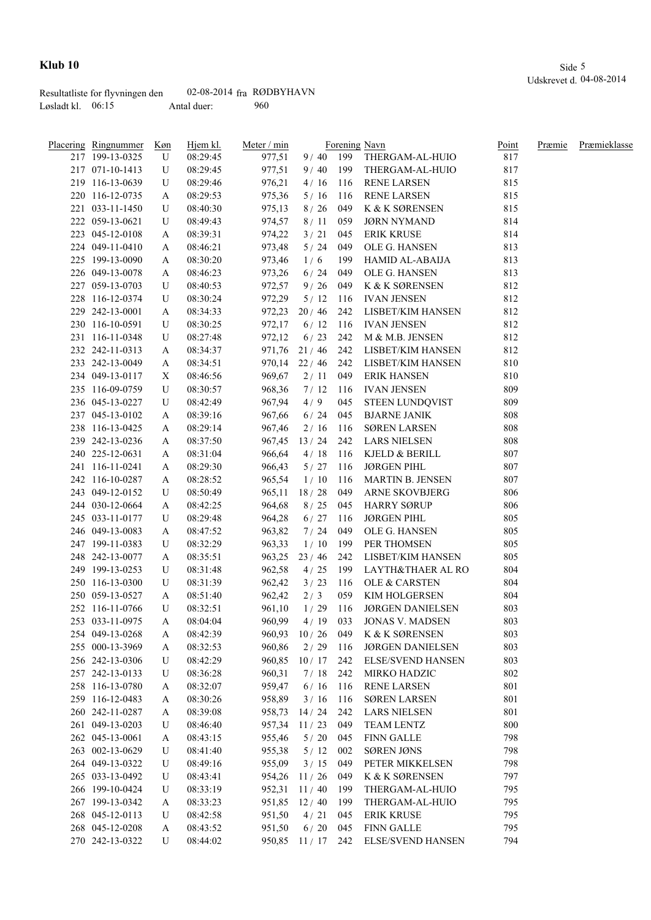**Klub 10**

Udskrevet d. 04-08-2014

Resultatliste for flyvningen den 02-08-2014 fra RØDBYHAVN
Løsladt kl. 06:15 Antal duer: 960

| Placering | Ringnummer | Køn | Hjem kl. | Meter / min | | Forening | Navn | Point | Præmie | Præmieklasse |
|---|---|---|---|---|---|---|---|---|---|---|
| 217 | 199-13-0325 | U | 08:29:45 | 977,51 | 9 / 40 | 199 | THERGAM-AL-HUIO | 817 | | |
| 217 | 071-10-1413 | U | 08:29:45 | 977,51 | 9 / 40 | 199 | THERGAM-AL-HUIO | 817 | | |
| 219 | 116-13-0639 | U | 08:29:46 | 976,21 | 4 / 16 | 116 | RENE LARSEN | 815 | | |
| 220 | 116-12-0735 | A | 08:29:53 | 975,36 | 5 / 16 | 116 | RENE LARSEN | 815 | | |
| 221 | 033-11-1450 | U | 08:40:30 | 975,13 | 8 / 26 | 049 | K & K SØRENSEN | 815 | | |
| 222 | 059-13-0621 | U | 08:49:43 | 974,57 | 8 / 11 | 059 | JØRN NYMAND | 814 | | |
| 223 | 045-12-0108 | A | 08:39:31 | 974,22 | 3 / 21 | 045 | ERIK KRUSE | 814 | | |
| 224 | 049-11-0410 | A | 08:46:21 | 973,48 | 5 / 24 | 049 | OLE G. HANSEN | 813 | | |
| 225 | 199-13-0090 | A | 08:30:20 | 973,46 | 1 / 6 | 199 | HAMID AL-ABAIJA | 813 | | |
| 226 | 049-13-0078 | A | 08:46:23 | 973,26 | 6 / 24 | 049 | OLE G. HANSEN | 813 | | |
| 227 | 059-13-0703 | U | 08:40:53 | 972,57 | 9 / 26 | 049 | K & K SØRENSEN | 812 | | |
| 228 | 116-12-0374 | U | 08:30:24 | 972,29 | 5 / 12 | 116 | IVAN JENSEN | 812 | | |
| 229 | 242-13-0001 | A | 08:34:33 | 972,23 | 20 / 46 | 242 | LISBET/KIM HANSEN | 812 | | |
| 230 | 116-10-0591 | U | 08:30:25 | 972,17 | 6 / 12 | 116 | IVAN JENSEN | 812 | | |
| 231 | 116-11-0348 | U | 08:27:48 | 972,12 | 6 / 23 | 242 | M & M.B. JENSEN | 812 | | |
| 232 | 242-11-0313 | A | 08:34:37 | 971,76 | 21 / 46 | 242 | LISBET/KIM HANSEN | 812 | | |
| 233 | 242-13-0049 | A | 08:34:51 | 970,14 | 22 / 46 | 242 | LISBET/KIM HANSEN | 810 | | |
| 234 | 049-13-0117 | X | 08:46:56 | 969,67 | 2 / 11 | 049 | ERIK HANSEN | 810 | | |
| 235 | 116-09-0759 | U | 08:30:57 | 968,36 | 7 / 12 | 116 | IVAN JENSEN | 809 | | |
| 236 | 045-13-0227 | U | 08:42:49 | 967,94 | 4 / 9 | 045 | STEEN LUNDQVIST | 809 | | |
| 237 | 045-13-0102 | A | 08:39:16 | 967,66 | 6 / 24 | 045 | BJARNE JANIK | 808 | | |
| 238 | 116-13-0425 | A | 08:29:14 | 967,46 | 2 / 16 | 116 | SØREN LARSEN | 808 | | |
| 239 | 242-13-0236 | A | 08:37:50 | 967,45 | 13 / 24 | 242 | LARS NIELSEN | 808 | | |
| 240 | 225-12-0631 | A | 08:31:04 | 966,64 | 4 / 18 | 116 | KJELD & BERILL | 807 | | |
| 241 | 116-11-0241 | A | 08:29:30 | 966,43 | 5 / 27 | 116 | JØRGEN PIHL | 807 | | |
| 242 | 116-10-0287 | A | 08:28:52 | 965,54 | 1 / 10 | 116 | MARTIN B. JENSEN | 807 | | |
| 243 | 049-12-0152 | U | 08:50:49 | 965,11 | 18 / 28 | 049 | ARNE SKOVBJERG | 806 | | |
| 244 | 030-12-0664 | A | 08:42:25 | 964,68 | 8 / 25 | 045 | HARRY SØRUP | 806 | | |
| 245 | 033-11-0177 | U | 08:29:48 | 964,28 | 6 / 27 | 116 | JØRGEN PIHL | 805 | | |
| 246 | 049-13-0083 | A | 08:47:52 | 963,82 | 7 / 24 | 049 | OLE G. HANSEN | 805 | | |
| 247 | 199-11-0383 | U | 08:32:29 | 963,33 | 1 / 10 | 199 | PER THOMSEN | 805 | | |
| 248 | 242-13-0077 | A | 08:35:51 | 963,25 | 23 / 46 | 242 | LISBET/KIM HANSEN | 805 | | |
| 249 | 199-13-0253 | U | 08:31:48 | 962,58 | 4 / 25 | 199 | LAYTH&THAER AL RO | 804 | | |
| 250 | 116-13-0300 | U | 08:31:39 | 962,42 | 3 / 23 | 116 | OLE & CARSTEN | 804 | | |
| 250 | 059-13-0527 | A | 08:51:40 | 962,42 | 2 / 3 | 059 | KIM HOLGERSEN | 804 | | |
| 252 | 116-11-0766 | U | 08:32:51 | 961,10 | 1 / 29 | 116 | JØRGEN DANIELSEN | 803 | | |
| 253 | 033-11-0975 | A | 08:04:04 | 960,99 | 4 / 19 | 033 | JONAS V. MADSEN | 803 | | |
| 254 | 049-13-0268 | A | 08:42:39 | 960,93 | 10 / 26 | 049 | K & K SØRENSEN | 803 | | |
| 255 | 000-13-3969 | A | 08:32:53 | 960,86 | 2 / 29 | 116 | JØRGEN DANIELSEN | 803 | | |
| 256 | 242-13-0306 | U | 08:42:29 | 960,85 | 10 / 17 | 242 | ELSE/SVEND HANSEN | 803 | | |
| 257 | 242-13-0133 | U | 08:36:28 | 960,31 | 7 / 18 | 242 | MIRKO HADZIC | 802 | | |
| 258 | 116-13-0780 | A | 08:32:07 | 959,47 | 6 / 16 | 116 | RENE LARSEN | 801 | | |
| 259 | 116-12-0483 | A | 08:30:26 | 958,89 | 3 / 16 | 116 | SØREN LARSEN | 801 | | |
| 260 | 242-11-0287 | A | 08:39:08 | 958,73 | 14 / 24 | 242 | LARS NIELSEN | 801 | | |
| 261 | 049-13-0203 | U | 08:46:40 | 957,34 | 11 / 23 | 049 | TEAM LENTZ | 800 | | |
| 262 | 045-13-0061 | A | 08:43:15 | 955,46 | 5 / 20 | 045 | FINN GALLE | 798 | | |
| 263 | 002-13-0629 | U | 08:41:40 | 955,38 | 5 / 12 | 002 | SØREN JØNS | 798 | | |
| 264 | 049-13-0322 | U | 08:49:16 | 955,09 | 3 / 15 | 049 | PETER MIKKELSEN | 798 | | |
| 265 | 033-13-0492 | U | 08:43:41 | 954,26 | 11 / 26 | 049 | K & K SØRENSEN | 797 | | |
| 266 | 199-10-0424 | U | 08:33:19 | 952,31 | 11 / 40 | 199 | THERGAM-AL-HUIO | 795 | | |
| 267 | 199-13-0342 | A | 08:33:23 | 951,85 | 12 / 40 | 199 | THERGAM-AL-HUIO | 795 | | |
| 268 | 045-12-0113 | U | 08:42:58 | 951,50 | 4 / 21 | 045 | ERIK KRUSE | 795 | | |
| 268 | 045-12-0208 | A | 08:43:52 | 951,50 | 6 / 20 | 045 | FINN GALLE | 795 | | |
| 270 | 242-13-0322 | U | 08:44:02 | 950,85 | 11 / 17 | 242 | ELSE/SVEND HANSEN | 794 | | |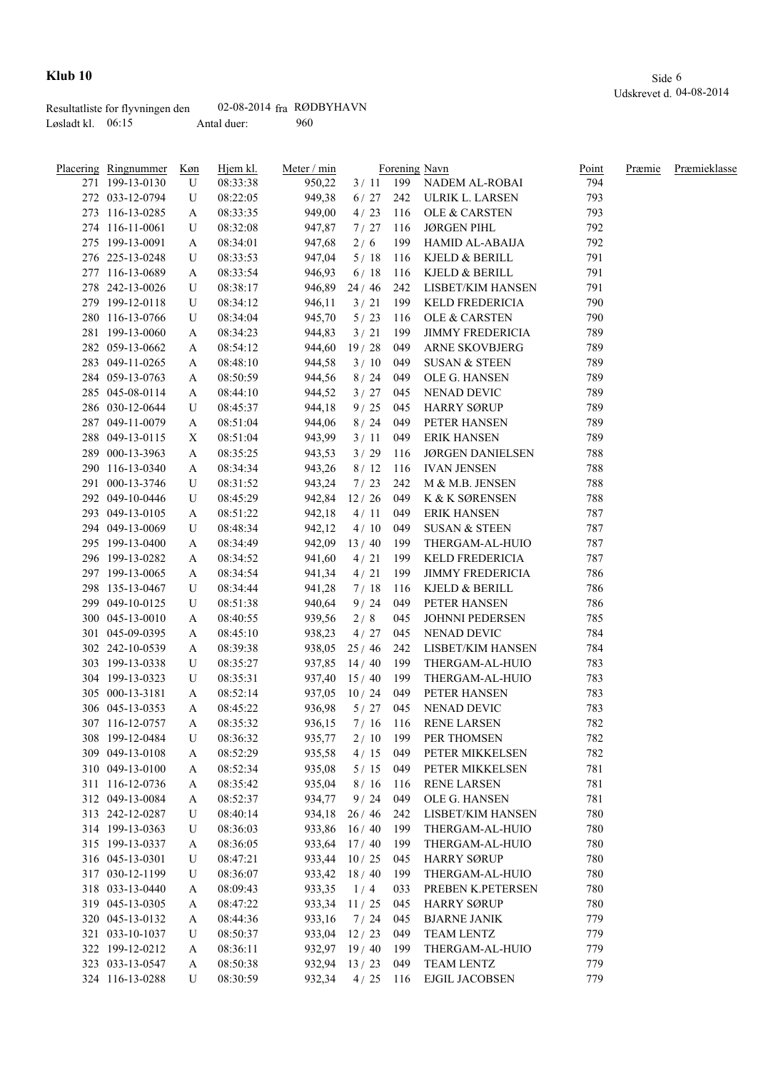# Klub 10

Udskrevet d. 04-08-2014

Resultatliste for flyvningen den 02-08-2014 fra RØDBYHAVN
Løsladt kl. 06:15 Antal duer: 960

| Placering | Ringnummer | Køn | Hjem kl. | Meter / min | | Forening | Navn | Point | Præmie | Præmieklasse |
|---|---|---|---|---|---|---|---|---|---|---|
| 271 | 199-13-0130 | U | 08:33:38 | 950,22 | 3 / 11 | 199 | NADEM AL-ROBAI | 794 | | |
| 272 | 033-12-0794 | U | 08:22:05 | 949,38 | 6 / 27 | 242 | ULRIK L. LARSEN | 793 | | |
| 273 | 116-13-0285 | A | 08:33:35 | 949,00 | 4 / 23 | 116 | OLE & CARSTEN | 793 | | |
| 274 | 116-11-0061 | U | 08:32:08 | 947,87 | 7 / 27 | 116 | JØRGEN PIHL | 792 | | |
| 275 | 199-13-0091 | A | 08:34:01 | 947,68 | 2 / 6 | 199 | HAMID AL-ABAIJA | 792 | | |
| 276 | 225-13-0248 | U | 08:33:53 | 947,04 | 5 / 18 | 116 | KJELD & BERILL | 791 | | |
| 277 | 116-13-0689 | A | 08:33:54 | 946,93 | 6 / 18 | 116 | KJELD & BERILL | 791 | | |
| 278 | 242-13-0026 | U | 08:38:17 | 946,89 | 24 / 46 | 242 | LISBET/KIM HANSEN | 791 | | |
| 279 | 199-12-0118 | U | 08:34:12 | 946,11 | 3 / 21 | 199 | KELD FREDERICIA | 790 | | |
| 280 | 116-13-0766 | U | 08:34:04 | 945,70 | 5 / 23 | 116 | OLE & CARSTEN | 790 | | |
| 281 | 199-13-0060 | A | 08:34:23 | 944,83 | 3 / 21 | 199 | JIMMY FREDERICIA | 789 | | |
| 282 | 059-13-0662 | A | 08:54:12 | 944,60 | 19 / 28 | 049 | ARNE SKOVBJERG | 789 | | |
| 283 | 049-11-0265 | A | 08:48:10 | 944,58 | 3 / 10 | 049 | SUSAN & STEEN | 789 | | |
| 284 | 059-13-0763 | A | 08:50:59 | 944,56 | 8 / 24 | 049 | OLE G. HANSEN | 789 | | |
| 285 | 045-08-0114 | A | 08:44:10 | 944,52 | 3 / 27 | 045 | NENAD DEVIC | 789 | | |
| 286 | 030-12-0644 | U | 08:45:37 | 944,18 | 9 / 25 | 045 | HARRY SØRUP | 789 | | |
| 287 | 049-11-0079 | A | 08:51:04 | 944,06 | 8 / 24 | 049 | PETER HANSEN | 789 | | |
| 288 | 049-13-0115 | X | 08:51:04 | 943,99 | 3 / 11 | 049 | ERIK HANSEN | 789 | | |
| 289 | 000-13-3963 | A | 08:35:25 | 943,53 | 3 / 29 | 116 | JØRGEN DANIELSEN | 788 | | |
| 290 | 116-13-0340 | A | 08:34:34 | 943,26 | 8 / 12 | 116 | IVAN JENSEN | 788 | | |
| 291 | 000-13-3746 | U | 08:31:52 | 943,24 | 7 / 23 | 242 | M & M.B. JENSEN | 788 | | |
| 292 | 049-10-0446 | U | 08:45:29 | 942,84 | 12 / 26 | 049 | K & K SØRENSEN | 788 | | |
| 293 | 049-13-0105 | A | 08:51:22 | 942,18 | 4 / 11 | 049 | ERIK HANSEN | 787 | | |
| 294 | 049-13-0069 | U | 08:48:34 | 942,12 | 4 / 10 | 049 | SUSAN & STEEN | 787 | | |
| 295 | 199-13-0400 | A | 08:34:49 | 942,09 | 13 / 40 | 199 | THERGAM-AL-HUIO | 787 | | |
| 296 | 199-13-0282 | A | 08:34:52 | 941,60 | 4 / 21 | 199 | KELD FREDERICIA | 787 | | |
| 297 | 199-13-0065 | A | 08:34:54 | 941,34 | 4 / 21 | 199 | JIMMY FREDERICIA | 786 | | |
| 298 | 135-13-0467 | U | 08:34:44 | 941,28 | 7 / 18 | 116 | KJELD & BERILL | 786 | | |
| 299 | 049-10-0125 | U | 08:51:38 | 940,64 | 9 / 24 | 049 | PETER HANSEN | 786 | | |
| 300 | 045-13-0010 | A | 08:40:55 | 939,56 | 2 / 8 | 045 | JOHNNI PEDERSEN | 785 | | |
| 301 | 045-09-0395 | A | 08:45:10 | 938,23 | 4 / 27 | 045 | NENAD DEVIC | 784 | | |
| 302 | 242-10-0539 | A | 08:39:38 | 938,05 | 25 / 46 | 242 | LISBET/KIM HANSEN | 784 | | |
| 303 | 199-13-0338 | U | 08:35:27 | 937,85 | 14 / 40 | 199 | THERGAM-AL-HUIO | 783 | | |
| 304 | 199-13-0323 | U | 08:35:31 | 937,40 | 15 / 40 | 199 | THERGAM-AL-HUIO | 783 | | |
| 305 | 000-13-3181 | A | 08:52:14 | 937,05 | 10 / 24 | 049 | PETER HANSEN | 783 | | |
| 306 | 045-13-0353 | A | 08:45:22 | 936,98 | 5 / 27 | 045 | NENAD DEVIC | 783 | | |
| 307 | 116-12-0757 | A | 08:35:32 | 936,15 | 7 / 16 | 116 | RENE LARSEN | 782 | | |
| 308 | 199-12-0484 | U | 08:36:32 | 935,77 | 2 / 10 | 199 | PER THOMSEN | 782 | | |
| 309 | 049-13-0108 | A | 08:52:29 | 935,58 | 4 / 15 | 049 | PETER MIKKELSEN | 782 | | |
| 310 | 049-13-0100 | A | 08:52:34 | 935,08 | 5 / 15 | 049 | PETER MIKKELSEN | 781 | | |
| 311 | 116-12-0736 | A | 08:35:42 | 935,04 | 8 / 16 | 116 | RENE LARSEN | 781 | | |
| 312 | 049-13-0084 | A | 08:52:37 | 934,77 | 9 / 24 | 049 | OLE G. HANSEN | 781 | | |
| 313 | 242-12-0287 | U | 08:40:14 | 934,18 | 26 / 46 | 242 | LISBET/KIM HANSEN | 780 | | |
| 314 | 199-13-0363 | U | 08:36:03 | 933,86 | 16 / 40 | 199 | THERGAM-AL-HUIO | 780 | | |
| 315 | 199-13-0337 | A | 08:36:05 | 933,64 | 17 / 40 | 199 | THERGAM-AL-HUIO | 780 | | |
| 316 | 045-13-0301 | U | 08:47:21 | 933,44 | 10 / 25 | 045 | HARRY SØRUP | 780 | | |
| 317 | 030-12-1199 | U | 08:36:07 | 933,42 | 18 / 40 | 199 | THERGAM-AL-HUIO | 780 | | |
| 318 | 033-13-0440 | A | 08:09:43 | 933,35 | 1 / 4 | 033 | PREBEN K.PETERSEN | 780 | | |
| 319 | 045-13-0305 | A | 08:47:22 | 933,34 | 11 / 25 | 045 | HARRY SØRUP | 780 | | |
| 320 | 045-13-0132 | A | 08:44:36 | 933,16 | 7 / 24 | 045 | BJARNE JANIK | 779 | | |
| 321 | 033-10-1037 | U | 08:50:37 | 933,04 | 12 / 23 | 049 | TEAM LENTZ | 779 | | |
| 322 | 199-12-0212 | A | 08:36:11 | 932,97 | 19 / 40 | 199 | THERGAM-AL-HUIO | 779 | | |
| 323 | 033-13-0547 | A | 08:50:38 | 932,94 | 13 / 23 | 049 | TEAM LENTZ | 779 | | |
| 324 | 116-13-0288 | U | 08:30:59 | 932,34 | 4 / 25 | 116 | EJGIL JACOBSEN | 779 | | |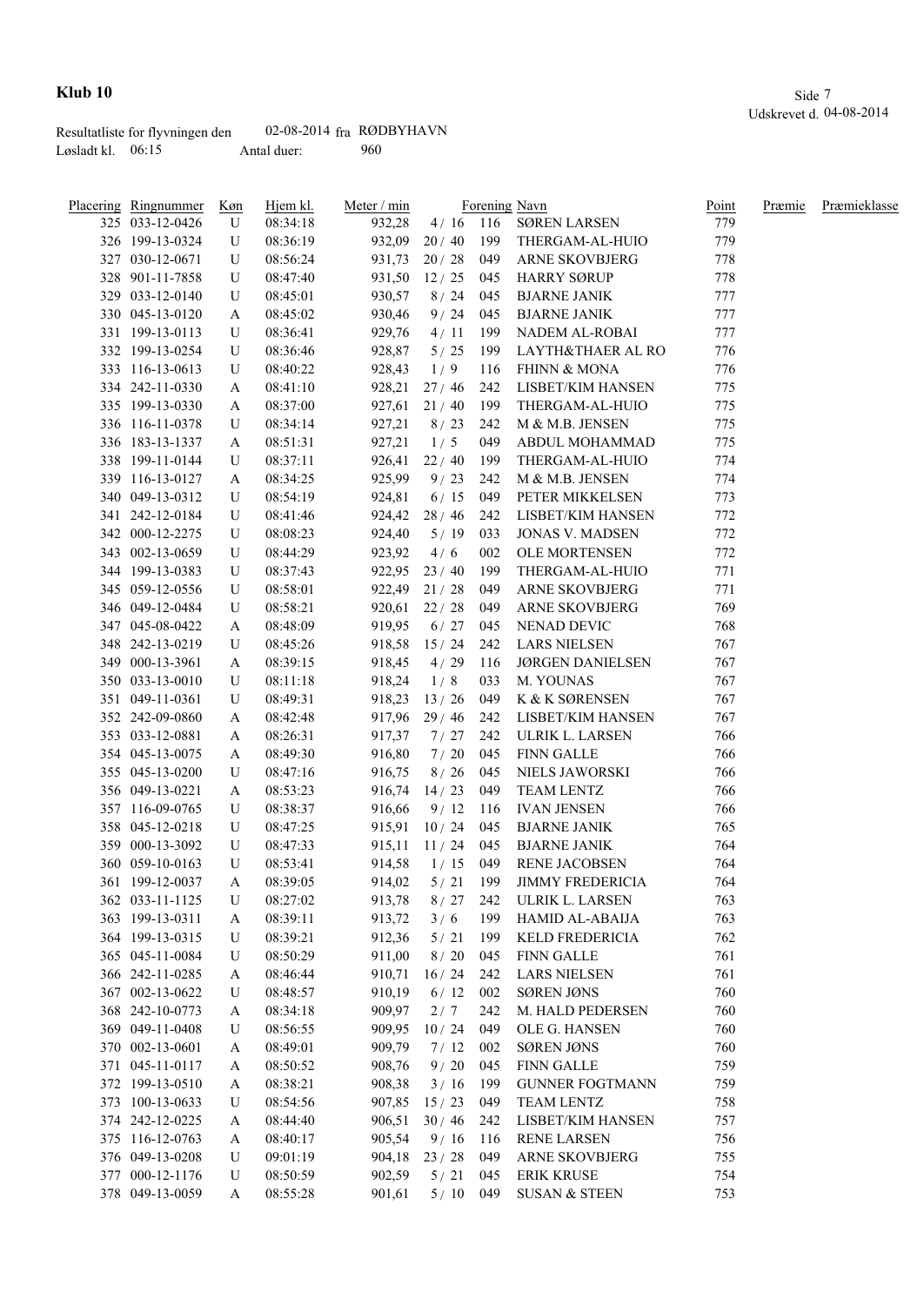**Klub 10**

Udskrevet d. 04-08-2014

Resultatliste for flyvningen den 02-08-2014 fra RØDBYHAVN

Løsladt kl. 06:15 Antal duer: 960

| Placering | Ringnummer | Køn | Hjem kl. | Meter / min | | Forening | Navn | Point | Præmie | Præmieklasse |
|---|---|---|---|---|---|---|---|---|---|---|
| 325 | 033-12-0426 | U | 08:34:18 | 932,28 | 4 / 16 | 116 | SØREN LARSEN | 779 | | |
| 326 | 199-13-0324 | U | 08:36:19 | 932,09 | 20 / 40 | 199 | THERGAM-AL-HUIO | 779 | | |
| 327 | 030-12-0671 | U | 08:56:24 | 931,73 | 20 / 28 | 049 | ARNE SKOVBJERG | 778 | | |
| 328 | 901-11-7858 | U | 08:47:40 | 931,50 | 12 / 25 | 045 | HARRY SØRUP | 778 | | |
| 329 | 033-12-0140 | U | 08:45:01 | 930,57 | 8 / 24 | 045 | BJARNE JANIK | 777 | | |
| 330 | 045-13-0120 | A | 08:45:02 | 930,46 | 9 / 24 | 045 | BJARNE JANIK | 777 | | |
| 331 | 199-13-0113 | U | 08:36:41 | 929,76 | 4 / 11 | 199 | NADEM AL-ROBAI | 777 | | |
| 332 | 199-13-0254 | U | 08:36:46 | 928,87 | 5 / 25 | 199 | LAYTH&THAER AL RO | 776 | | |
| 333 | 116-13-0613 | U | 08:40:22 | 928,43 | 1 / 9 | 116 | FHINN & MONA | 776 | | |
| 334 | 242-11-0330 | A | 08:41:10 | 928,21 | 27 / 46 | 242 | LISBET/KIM HANSEN | 775 | | |
| 335 | 199-13-0330 | A | 08:37:00 | 927,61 | 21 / 40 | 199 | THERGAM-AL-HUIO | 775 | | |
| 336 | 116-11-0378 | U | 08:34:14 | 927,21 | 8 / 23 | 242 | M & M.B. JENSEN | 775 | | |
| 336 | 183-13-1337 | A | 08:51:31 | 927,21 | 1 / 5 | 049 | ABDUL MOHAMMAD | 775 | | |
| 338 | 199-11-0144 | U | 08:37:11 | 926,41 | 22 / 40 | 199 | THERGAM-AL-HUIO | 774 | | |
| 339 | 116-13-0127 | A | 08:34:25 | 925,99 | 9 / 23 | 242 | M & M.B. JENSEN | 774 | | |
| 340 | 049-13-0312 | U | 08:54:19 | 924,81 | 6 / 15 | 049 | PETER MIKKELSEN | 773 | | |
| 341 | 242-12-0184 | U | 08:41:46 | 924,42 | 28 / 46 | 242 | LISBET/KIM HANSEN | 772 | | |
| 342 | 000-12-2275 | U | 08:08:23 | 924,40 | 5 / 19 | 033 | JONAS V. MADSEN | 772 | | |
| 343 | 002-13-0659 | U | 08:44:29 | 923,92 | 4 / 6 | 002 | OLE MORTENSEN | 772 | | |
| 344 | 199-13-0383 | U | 08:37:43 | 922,95 | 23 / 40 | 199 | THERGAM-AL-HUIO | 771 | | |
| 345 | 059-12-0556 | U | 08:58:01 | 922,49 | 21 / 28 | 049 | ARNE SKOVBJERG | 771 | | |
| 346 | 049-12-0484 | U | 08:58:21 | 920,61 | 22 / 28 | 049 | ARNE SKOVBJERG | 769 | | |
| 347 | 045-08-0422 | A | 08:48:09 | 919,95 | 6 / 27 | 045 | NENAD DEVIC | 768 | | |
| 348 | 242-13-0219 | U | 08:45:26 | 918,58 | 15 / 24 | 242 | LARS NIELSEN | 767 | | |
| 349 | 000-13-3961 | A | 08:39:15 | 918,45 | 4 / 29 | 116 | JØRGEN DANIELSEN | 767 | | |
| 350 | 033-13-0010 | U | 08:11:18 | 918,24 | 1 / 8 | 033 | M. YOUNAS | 767 | | |
| 351 | 049-11-0361 | U | 08:49:31 | 918,23 | 13 / 26 | 049 | K & K SØRENSEN | 767 | | |
| 352 | 242-09-0860 | A | 08:42:48 | 917,96 | 29 / 46 | 242 | LISBET/KIM HANSEN | 767 | | |
| 353 | 033-12-0881 | A | 08:26:31 | 917,37 | 7 / 27 | 242 | ULRIK L. LARSEN | 766 | | |
| 354 | 045-13-0075 | A | 08:49:30 | 916,80 | 7 / 20 | 045 | FINN GALLE | 766 | | |
| 355 | 045-13-0200 | U | 08:47:16 | 916,75 | 8 / 26 | 045 | NIELS JAWORSKI | 766 | | |
| 356 | 049-13-0221 | A | 08:53:23 | 916,74 | 14 / 23 | 049 | TEAM LENTZ | 766 | | |
| 357 | 116-09-0765 | U | 08:38:37 | 916,66 | 9 / 12 | 116 | IVAN JENSEN | 766 | | |
| 358 | 045-12-0218 | U | 08:47:25 | 915,91 | 10 / 24 | 045 | BJARNE JANIK | 765 | | |
| 359 | 000-13-3092 | U | 08:47:33 | 915,11 | 11 / 24 | 045 | BJARNE JANIK | 764 | | |
| 360 | 059-10-0163 | U | 08:53:41 | 914,58 | 1 / 15 | 049 | RENE JACOBSEN | 764 | | |
| 361 | 199-12-0037 | A | 08:39:05 | 914,02 | 5 / 21 | 199 | JIMMY FREDERICIA | 764 | | |
| 362 | 033-11-1125 | U | 08:27:02 | 913,78 | 8 / 27 | 242 | ULRIK L. LARSEN | 763 | | |
| 363 | 199-13-0311 | A | 08:39:11 | 913,72 | 3 / 6 | 199 | HAMID AL-ABAIJA | 763 | | |
| 364 | 199-13-0315 | U | 08:39:21 | 912,36 | 5 / 21 | 199 | KELD FREDERICIA | 762 | | |
| 365 | 045-11-0084 | U | 08:50:29 | 911,00 | 8 / 20 | 045 | FINN GALLE | 761 | | |
| 366 | 242-11-0285 | A | 08:46:44 | 910,71 | 16 / 24 | 242 | LARS NIELSEN | 761 | | |
| 367 | 002-13-0622 | U | 08:48:57 | 910,19 | 6 / 12 | 002 | SØREN JØNS | 760 | | |
| 368 | 242-10-0773 | A | 08:34:18 | 909,97 | 2 / 7 | 242 | M. HALD PEDERSEN | 760 | | |
| 369 | 049-11-0408 | U | 08:56:55 | 909,95 | 10 / 24 | 049 | OLE G. HANSEN | 760 | | |
| 370 | 002-13-0601 | A | 08:49:01 | 909,79 | 7 / 12 | 002 | SØREN JØNS | 760 | | |
| 371 | 045-11-0117 | A | 08:50:52 | 908,76 | 9 / 20 | 045 | FINN GALLE | 759 | | |
| 372 | 199-13-0510 | A | 08:38:21 | 908,38 | 3 / 16 | 199 | GUNNER FOGTMANN | 759 | | |
| 373 | 100-13-0633 | U | 08:54:56 | 907,85 | 15 / 23 | 049 | TEAM LENTZ | 758 | | |
| 374 | 242-12-0225 | A | 08:44:40 | 906,51 | 30 / 46 | 242 | LISBET/KIM HANSEN | 757 | | |
| 375 | 116-12-0763 | A | 08:40:17 | 905,54 | 9 / 16 | 116 | RENE LARSEN | 756 | | |
| 376 | 049-13-0208 | U | 09:01:19 | 904,18 | 23 / 28 | 049 | ARNE SKOVBJERG | 755 | | |
| 377 | 000-12-1176 | U | 08:50:59 | 902,59 | 5 / 21 | 045 | ERIK KRUSE | 754 | | |
| 378 | 049-13-0059 | A | 08:55:28 | 901,61 | 5 / 10 | 049 | SUSAN & STEEN | 753 | | |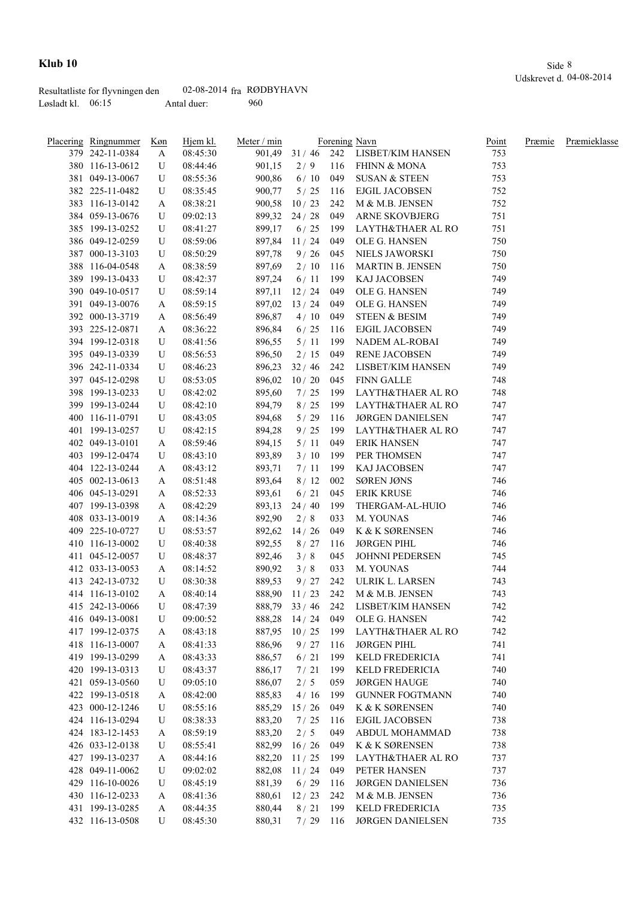**Klub 10**

Udskrevet d. 04-08-2014

Resultatliste for flyvningen den 02-08-2014 fra RØDBYHAVN
Løsladt kl. 06:15 Antal duer: 960

| Placering | Ringnummer | Køn | Hjem kl. | Meter / min | | Forening | Navn | Point | Præmie | Præmieklasse |
|---|---|---|---|---|---|---|---|---|---|---|
| 379 | 242-11-0384 | A | 08:45:30 | 901,49 | 31 / 46 | 242 | LISBET/KIM HANSEN | 753 | | |
| 380 | 116-13-0612 | U | 08:44:46 | 901,15 | 2 / 9 | 116 | FHINN & MONA | 753 | | |
| 381 | 049-13-0067 | U | 08:55:36 | 900,86 | 6 / 10 | 049 | SUSAN & STEEN | 753 | | |
| 382 | 225-11-0482 | U | 08:35:45 | 900,77 | 5 / 25 | 116 | EJGIL JACOBSEN | 752 | | |
| 383 | 116-13-0142 | A | 08:38:21 | 900,58 | 10 / 23 | 242 | M & M.B. JENSEN | 752 | | |
| 384 | 059-13-0676 | U | 09:02:13 | 899,32 | 24 / 28 | 049 | ARNE SKOVBJERG | 751 | | |
| 385 | 199-13-0252 | U | 08:41:27 | 899,17 | 6 / 25 | 199 | LAYTH&THAER AL RO | 751 | | |
| 386 | 049-12-0259 | U | 08:59:06 | 897,84 | 11 / 24 | 049 | OLE G. HANSEN | 750 | | |
| 387 | 000-13-3103 | U | 08:50:29 | 897,78 | 9 / 26 | 045 | NIELS JAWORSKI | 750 | | |
| 388 | 116-04-0548 | A | 08:38:59 | 897,69 | 2 / 10 | 116 | MARTIN B. JENSEN | 750 | | |
| 389 | 199-13-0433 | U | 08:42:37 | 897,24 | 6 / 11 | 199 | KAJ JACOBSEN | 749 | | |
| 390 | 049-10-0517 | U | 08:59:14 | 897,11 | 12 / 24 | 049 | OLE G. HANSEN | 749 | | |
| 391 | 049-13-0076 | A | 08:59:15 | 897,02 | 13 / 24 | 049 | OLE G. HANSEN | 749 | | |
| 392 | 000-13-3719 | A | 08:56:49 | 896,87 | 4 / 10 | 049 | STEEN & BESIM | 749 | | |
| 393 | 225-12-0871 | A | 08:36:22 | 896,84 | 6 / 25 | 116 | EJGIL JACOBSEN | 749 | | |
| 394 | 199-12-0318 | U | 08:41:56 | 896,55 | 5 / 11 | 199 | NADEM AL-ROBAI | 749 | | |
| 395 | 049-13-0339 | U | 08:56:53 | 896,50 | 2 / 15 | 049 | RENE JACOBSEN | 749 | | |
| 396 | 242-11-0334 | U | 08:46:23 | 896,23 | 32 / 46 | 242 | LISBET/KIM HANSEN | 749 | | |
| 397 | 045-12-0298 | U | 08:53:05 | 896,02 | 10 / 20 | 045 | FINN GALLE | 748 | | |
| 398 | 199-13-0233 | U | 08:42:02 | 895,60 | 7 / 25 | 199 | LAYTH&THAER AL RO | 748 | | |
| 399 | 199-13-0244 | U | 08:42:10 | 894,79 | 8 / 25 | 199 | LAYTH&THAER AL RO | 747 | | |
| 400 | 116-11-0791 | U | 08:43:05 | 894,68 | 5 / 29 | 116 | JØRGEN DANIELSEN | 747 | | |
| 401 | 199-13-0257 | U | 08:42:15 | 894,28 | 9 / 25 | 199 | LAYTH&THAER AL RO | 747 | | |
| 402 | 049-13-0101 | A | 08:59:46 | 894,15 | 5 / 11 | 049 | ERIK HANSEN | 747 | | |
| 403 | 199-12-0474 | U | 08:43:10 | 893,89 | 3 / 10 | 199 | PER THOMSEN | 747 | | |
| 404 | 122-13-0244 | A | 08:43:12 | 893,71 | 7 / 11 | 199 | KAJ JACOBSEN | 747 | | |
| 405 | 002-13-0613 | A | 08:51:48 | 893,64 | 8 / 12 | 002 | SØREN JØNS | 746 | | |
| 406 | 045-13-0291 | A | 08:52:33 | 893,61 | 6 / 21 | 045 | ERIK KRUSE | 746 | | |
| 407 | 199-13-0398 | A | 08:42:29 | 893,13 | 24 / 40 | 199 | THERGAM-AL-HUIO | 746 | | |
| 408 | 033-13-0019 | A | 08:14:36 | 892,90 | 2 / 8 | 033 | M. YOUNAS | 746 | | |
| 409 | 225-10-0727 | U | 08:53:57 | 892,62 | 14 / 26 | 049 | K & K SØRENSEN | 746 | | |
| 410 | 116-13-0002 | U | 08:40:38 | 892,55 | 8 / 27 | 116 | JØRGEN PIHL | 746 | | |
| 411 | 045-12-0057 | U | 08:48:37 | 892,46 | 3 / 8 | 045 | JOHNNI PEDERSEN | 745 | | |
| 412 | 033-13-0053 | A | 08:14:52 | 890,92 | 3 / 8 | 033 | M. YOUNAS | 744 | | |
| 413 | 242-13-0732 | U | 08:30:38 | 889,53 | 9 / 27 | 242 | ULRIK L. LARSEN | 743 | | |
| 414 | 116-13-0102 | A | 08:40:14 | 888,90 | 11 / 23 | 242 | M & M.B. JENSEN | 743 | | |
| 415 | 242-13-0066 | U | 08:47:39 | 888,79 | 33 / 46 | 242 | LISBET/KIM HANSEN | 742 | | |
| 416 | 049-13-0081 | U | 09:00:52 | 888,28 | 14 / 24 | 049 | OLE G. HANSEN | 742 | | |
| 417 | 199-12-0375 | A | 08:43:18 | 887,95 | 10 / 25 | 199 | LAYTH&THAER AL RO | 742 | | |
| 418 | 116-13-0007 | A | 08:41:33 | 886,96 | 9 / 27 | 116 | JØRGEN PIHL | 741 | | |
| 419 | 199-13-0299 | A | 08:43:33 | 886,57 | 6 / 21 | 199 | KELD FREDERICIA | 741 | | |
| 420 | 199-13-0313 | U | 08:43:37 | 886,17 | 7 / 21 | 199 | KELD FREDERICIA | 740 | | |
| 421 | 059-13-0560 | U | 09:05:10 | 886,07 | 2 / 5 | 059 | JØRGEN HAUGE | 740 | | |
| 422 | 199-13-0518 | A | 08:42:00 | 885,83 | 4 / 16 | 199 | GUNNER FOGTMANN | 740 | | |
| 423 | 000-12-1246 | U | 08:55:16 | 885,29 | 15 / 26 | 049 | K & K SØRENSEN | 740 | | |
| 424 | 116-13-0294 | U | 08:38:33 | 883,20 | 7 / 25 | 116 | EJGIL JACOBSEN | 738 | | |
| 424 | 183-12-1453 | A | 08:59:19 | 883,20 | 2 / 5 | 049 | ABDUL MOHAMMAD | 738 | | |
| 426 | 033-12-0138 | U | 08:55:41 | 882,99 | 16 / 26 | 049 | K & K SØRENSEN | 738 | | |
| 427 | 199-13-0237 | A | 08:44:16 | 882,20 | 11 / 25 | 199 | LAYTH&THAER AL RO | 737 | | |
| 428 | 049-11-0062 | U | 09:02:02 | 882,08 | 11 / 24 | 049 | PETER HANSEN | 737 | | |
| 429 | 116-10-0026 | U | 08:45:19 | 881,39 | 6 / 29 | 116 | JØRGEN DANIELSEN | 736 | | |
| 430 | 116-12-0233 | A | 08:41:36 | 880,61 | 12 / 23 | 242 | M & M.B. JENSEN | 736 | | |
| 431 | 199-13-0285 | A | 08:44:35 | 880,44 | 8 / 21 | 199 | KELD FREDERICIA | 735 | | |
| 432 | 116-13-0508 | U | 08:45:30 | 880,31 | 7 / 29 | 116 | JØRGEN DANIELSEN | 735 | | |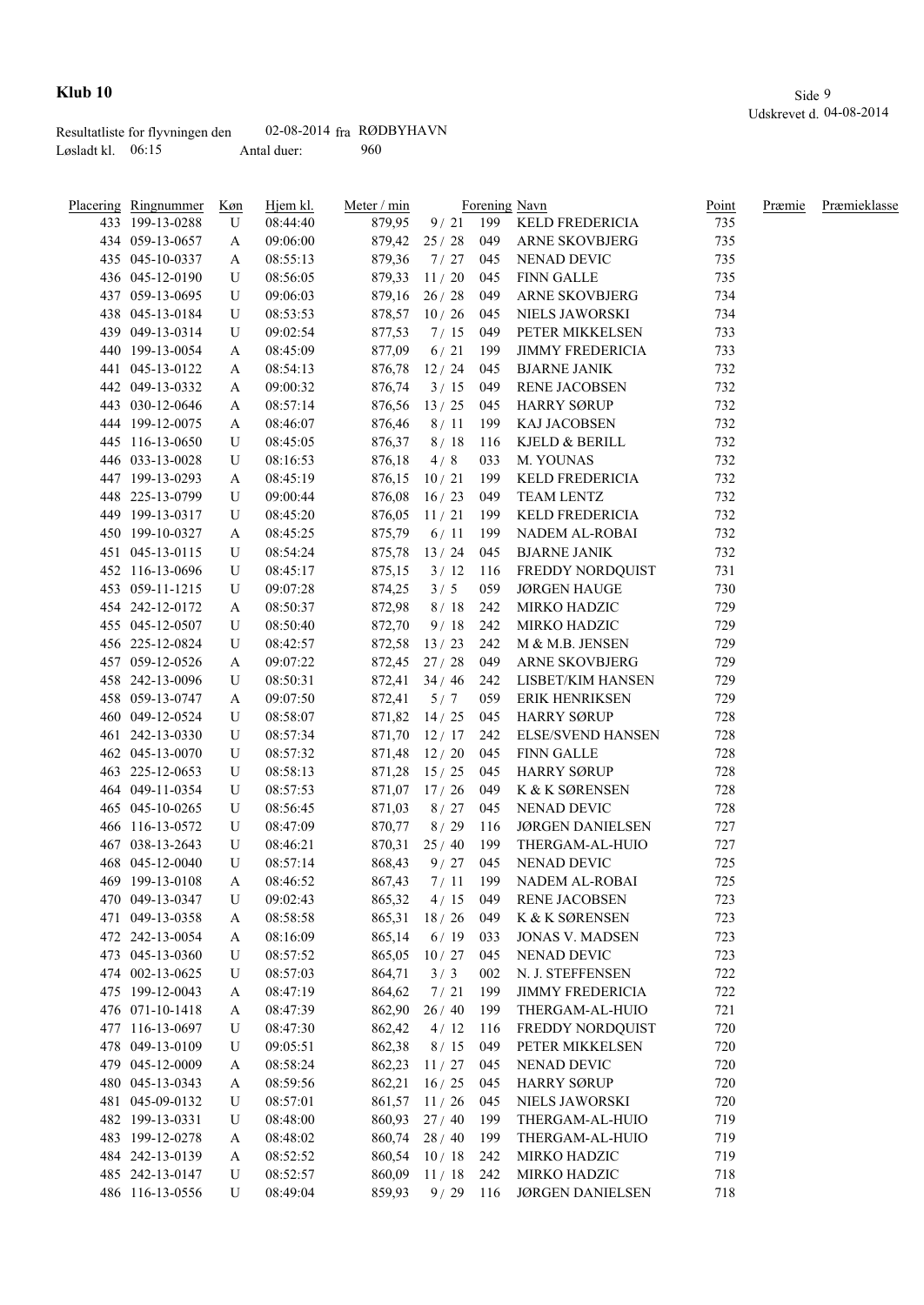# Klub 10

Udskrevet d. 04-08-2014

Resultatliste for flyvningen den 02-08-2014 fra RØDBYHAVN
Løsladt kl. 06:15 Antal duer: 960

| Placering | Ringnummer | Køn | Hjem kl. | Meter / min | | Forening | Navn | Point | Præmie | Præmieklasse |
|---|---|---|---|---|---|---|---|---|---|---|
| 433 | 199-13-0288 | U | 08:44:40 | 879,95 | 9 / 21 | 199 | KELD FREDERICIA | 735 | | |
| 434 | 059-13-0657 | A | 09:06:00 | 879,42 | 25 / 28 | 049 | ARNE SKOVBJERG | 735 | | |
| 435 | 045-10-0337 | A | 08:55:13 | 879,36 | 7 / 27 | 045 | NENAD DEVIC | 735 | | |
| 436 | 045-12-0190 | U | 08:56:05 | 879,33 | 11 / 20 | 045 | FINN GALLE | 735 | | |
| 437 | 059-13-0695 | U | 09:06:03 | 879,16 | 26 / 28 | 049 | ARNE SKOVBJERG | 734 | | |
| 438 | 045-13-0184 | U | 08:53:53 | 878,57 | 10 / 26 | 045 | NIELS JAWORSKI | 734 | | |
| 439 | 049-13-0314 | U | 09:02:54 | 877,53 | 7 / 15 | 049 | PETER MIKKELSEN | 733 | | |
| 440 | 199-13-0054 | A | 08:45:09 | 877,09 | 6 / 21 | 199 | JIMMY FREDERICIA | 733 | | |
| 441 | 045-13-0122 | A | 08:54:13 | 876,78 | 12 / 24 | 045 | BJARNE JANIK | 732 | | |
| 442 | 049-13-0332 | A | 09:00:32 | 876,74 | 3 / 15 | 049 | RENE JACOBSEN | 732 | | |
| 443 | 030-12-0646 | A | 08:57:14 | 876,56 | 13 / 25 | 045 | HARRY SØRUP | 732 | | |
| 444 | 199-12-0075 | A | 08:46:07 | 876,46 | 8 / 11 | 199 | KAJ JACOBSEN | 732 | | |
| 445 | 116-13-0650 | U | 08:45:05 | 876,37 | 8 / 18 | 116 | KJELD & BERILL | 732 | | |
| 446 | 033-13-0028 | U | 08:16:53 | 876,18 | 4 / 8 | 033 | M. YOUNAS | 732 | | |
| 447 | 199-13-0293 | A | 08:45:19 | 876,15 | 10 / 21 | 199 | KELD FREDERICIA | 732 | | |
| 448 | 225-13-0799 | U | 09:00:44 | 876,08 | 16 / 23 | 049 | TEAM LENTZ | 732 | | |
| 449 | 199-13-0317 | U | 08:45:20 | 876,05 | 11 / 21 | 199 | KELD FREDERICIA | 732 | | |
| 450 | 199-10-0327 | A | 08:45:25 | 875,79 | 6 / 11 | 199 | NADEM AL-ROBAI | 732 | | |
| 451 | 045-13-0115 | U | 08:54:24 | 875,78 | 13 / 24 | 045 | BJARNE JANIK | 732 | | |
| 452 | 116-13-0696 | U | 08:45:17 | 875,15 | 3 / 12 | 116 | FREDDY NORDQUIST | 731 | | |
| 453 | 059-11-1215 | U | 09:07:28 | 874,25 | 3 / 5 | 059 | JØRGEN HAUGE | 730 | | |
| 454 | 242-12-0172 | A | 08:50:37 | 872,98 | 8 / 18 | 242 | MIRKO HADZIC | 729 | | |
| 455 | 045-12-0507 | U | 08:50:40 | 872,70 | 9 / 18 | 242 | MIRKO HADZIC | 729 | | |
| 456 | 225-12-0824 | U | 08:42:57 | 872,58 | 13 / 23 | 242 | M & M.B. JENSEN | 729 | | |
| 457 | 059-12-0526 | A | 09:07:22 | 872,45 | 27 / 28 | 049 | ARNE SKOVBJERG | 729 | | |
| 458 | 242-13-0096 | U | 08:50:31 | 872,41 | 34 / 46 | 242 | LISBET/KIM HANSEN | 729 | | |
| 458 | 059-13-0747 | A | 09:07:50 | 872,41 | 5 / 7 | 059 | ERIK HENRIKSEN | 729 | | |
| 460 | 049-12-0524 | U | 08:58:07 | 871,82 | 14 / 25 | 045 | HARRY SØRUP | 728 | | |
| 461 | 242-13-0330 | U | 08:57:34 | 871,70 | 12 / 17 | 242 | ELSE/SVEND HANSEN | 728 | | |
| 462 | 045-13-0070 | U | 08:57:32 | 871,48 | 12 / 20 | 045 | FINN GALLE | 728 | | |
| 463 | 225-12-0653 | U | 08:58:13 | 871,28 | 15 / 25 | 045 | HARRY SØRUP | 728 | | |
| 464 | 049-11-0354 | U | 08:57:53 | 871,07 | 17 / 26 | 049 | K & K SØRENSEN | 728 | | |
| 465 | 045-10-0265 | U | 08:56:45 | 871,03 | 8 / 27 | 045 | NENAD DEVIC | 728 | | |
| 466 | 116-13-0572 | U | 08:47:09 | 870,77 | 8 / 29 | 116 | JØRGEN DANIELSEN | 727 | | |
| 467 | 038-13-2643 | U | 08:46:21 | 870,31 | 25 / 40 | 199 | THERGAM-AL-HUIO | 727 | | |
| 468 | 045-12-0040 | U | 08:57:14 | 868,43 | 9 / 27 | 045 | NENAD DEVIC | 725 | | |
| 469 | 199-13-0108 | A | 08:46:52 | 867,43 | 7 / 11 | 199 | NADEM AL-ROBAI | 725 | | |
| 470 | 049-13-0347 | U | 09:02:43 | 865,32 | 4 / 15 | 049 | RENE JACOBSEN | 723 | | |
| 471 | 049-13-0358 | A | 08:58:58 | 865,31 | 18 / 26 | 049 | K & K SØRENSEN | 723 | | |
| 472 | 242-13-0054 | A | 08:16:09 | 865,14 | 6 / 19 | 033 | JONAS V. MADSEN | 723 | | |
| 473 | 045-13-0360 | U | 08:57:52 | 865,05 | 10 / 27 | 045 | NENAD DEVIC | 723 | | |
| 474 | 002-13-0625 | U | 08:57:03 | 864,71 | 3 / 3 | 002 | N. J. STEFFENSEN | 722 | | |
| 475 | 199-12-0043 | A | 08:47:19 | 864,62 | 7 / 21 | 199 | JIMMY FREDERICIA | 722 | | |
| 476 | 071-10-1418 | A | 08:47:39 | 862,90 | 26 / 40 | 199 | THERGAM-AL-HUIO | 721 | | |
| 477 | 116-13-0697 | U | 08:47:30 | 862,42 | 4 / 12 | 116 | FREDDY NORDQUIST | 720 | | |
| 478 | 049-13-0109 | U | 09:05:51 | 862,38 | 8 / 15 | 049 | PETER MIKKELSEN | 720 | | |
| 479 | 045-12-0009 | A | 08:58:24 | 862,23 | 11 / 27 | 045 | NENAD DEVIC | 720 | | |
| 480 | 045-13-0343 | A | 08:59:56 | 862,21 | 16 / 25 | 045 | HARRY SØRUP | 720 | | |
| 481 | 045-09-0132 | U | 08:57:01 | 861,57 | 11 / 26 | 045 | NIELS JAWORSKI | 720 | | |
| 482 | 199-13-0331 | U | 08:48:00 | 860,93 | 27 / 40 | 199 | THERGAM-AL-HUIO | 719 | | |
| 483 | 199-12-0278 | A | 08:48:02 | 860,74 | 28 / 40 | 199 | THERGAM-AL-HUIO | 719 | | |
| 484 | 242-13-0139 | A | 08:52:52 | 860,54 | 10 / 18 | 242 | MIRKO HADZIC | 719 | | |
| 485 | 242-13-0147 | U | 08:52:57 | 860,09 | 11 / 18 | 242 | MIRKO HADZIC | 718 | | |
| 486 | 116-13-0556 | U | 08:49:04 | 859,93 | 9 / 29 | 116 | JØRGEN DANIELSEN | 718 | | |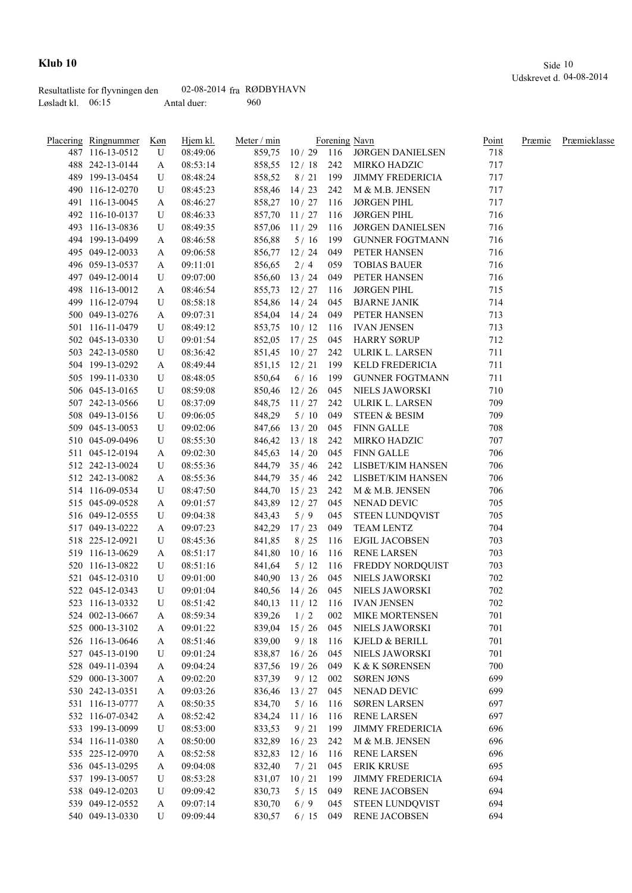# Klub 10

Udskrevet d. 04-08-2014

Resultatliste for flyvningen den 02-08-2014 fra RØDBYHAVN
Løsladt kl. 06:15 Antal duer: 960

| Placering | Ringnummer | Køn | Hjem kl. | Meter / min | | Forening | Navn | Point | Præmie | Præmieklasse |
|---|---|---|---|---|---|---|---|---|---|---|
| 487 | 116-13-0512 | U | 08:49:06 | 859,75 | 10 / 29 | 116 | JØRGEN DANIELSEN | 718 | | |
| 488 | 242-13-0144 | A | 08:53:14 | 858,55 | 12 / 18 | 242 | MIRKO HADZIC | 717 | | |
| 489 | 199-13-0454 | U | 08:48:24 | 858,52 | 8 / 21 | 199 | JIMMY FREDERICIA | 717 | | |
| 490 | 116-12-0270 | U | 08:45:23 | 858,46 | 14 / 23 | 242 | M & M.B. JENSEN | 717 | | |
| 491 | 116-13-0045 | A | 08:46:27 | 858,27 | 10 / 27 | 116 | JØRGEN PIHL | 717 | | |
| 492 | 116-10-0137 | U | 08:46:33 | 857,70 | 11 / 27 | 116 | JØRGEN PIHL | 716 | | |
| 493 | 116-13-0836 | U | 08:49:35 | 857,06 | 11 / 29 | 116 | JØRGEN DANIELSEN | 716 | | |
| 494 | 199-13-0499 | A | 08:46:58 | 856,88 | 5 / 16 | 199 | GUNNER FOGTMANN | 716 | | |
| 495 | 049-12-0033 | A | 09:06:58 | 856,77 | 12 / 24 | 049 | PETER HANSEN | 716 | | |
| 496 | 059-13-0537 | A | 09:11:01 | 856,65 | 2 / 4 | 059 | TOBIAS BAUER | 716 | | |
| 497 | 049-12-0014 | U | 09:07:00 | 856,60 | 13 / 24 | 049 | PETER HANSEN | 716 | | |
| 498 | 116-13-0012 | A | 08:46:54 | 855,73 | 12 / 27 | 116 | JØRGEN PIHL | 715 | | |
| 499 | 116-12-0794 | U | 08:58:18 | 854,86 | 14 / 24 | 045 | BJARNE JANIK | 714 | | |
| 500 | 049-13-0276 | A | 09:07:31 | 854,04 | 14 / 24 | 049 | PETER HANSEN | 713 | | |
| 501 | 116-11-0479 | U | 08:49:12 | 853,75 | 10 / 12 | 116 | IVAN JENSEN | 713 | | |
| 502 | 045-13-0330 | U | 09:01:54 | 852,05 | 17 / 25 | 045 | HARRY SØRUP | 712 | | |
| 503 | 242-13-0580 | U | 08:36:42 | 851,45 | 10 / 27 | 242 | ULRIK L. LARSEN | 711 | | |
| 504 | 199-13-0292 | A | 08:49:44 | 851,15 | 12 / 21 | 199 | KELD FREDERICIA | 711 | | |
| 505 | 199-11-0330 | U | 08:48:05 | 850,64 | 6 / 16 | 199 | GUNNER FOGTMANN | 711 | | |
| 506 | 045-13-0165 | U | 08:59:08 | 850,46 | 12 / 26 | 045 | NIELS JAWORSKI | 710 | | |
| 507 | 242-13-0566 | U | 08:37:09 | 848,75 | 11 / 27 | 242 | ULRIK L. LARSEN | 709 | | |
| 508 | 049-13-0156 | U | 09:06:05 | 848,29 | 5 / 10 | 049 | STEEN & BESIM | 709 | | |
| 509 | 045-13-0053 | U | 09:02:06 | 847,66 | 13 / 20 | 045 | FINN GALLE | 708 | | |
| 510 | 045-09-0496 | U | 08:55:30 | 846,42 | 13 / 18 | 242 | MIRKO HADZIC | 707 | | |
| 511 | 045-12-0194 | A | 09:02:30 | 845,63 | 14 / 20 | 045 | FINN GALLE | 706 | | |
| 512 | 242-13-0024 | U | 08:55:36 | 844,79 | 35 / 46 | 242 | LISBET/KIM HANSEN | 706 | | |
| 512 | 242-13-0082 | A | 08:55:36 | 844,79 | 35 / 46 | 242 | LISBET/KIM HANSEN | 706 | | |
| 514 | 116-09-0534 | U | 08:47:50 | 844,70 | 15 / 23 | 242 | M & M.B. JENSEN | 706 | | |
| 515 | 045-09-0528 | A | 09:01:57 | 843,89 | 12 / 27 | 045 | NENAD DEVIC | 705 | | |
| 516 | 049-12-0555 | U | 09:04:38 | 843,43 | 5 / 9 | 045 | STEEN LUNDQVIST | 705 | | |
| 517 | 049-13-0222 | A | 09:07:23 | 842,29 | 17 / 23 | 049 | TEAM LENTZ | 704 | | |
| 518 | 225-12-0921 | U | 08:45:36 | 841,85 | 8 / 25 | 116 | EJGIL JACOBSEN | 703 | | |
| 519 | 116-13-0629 | A | 08:51:17 | 841,80 | 10 / 16 | 116 | RENE LARSEN | 703 | | |
| 520 | 116-13-0822 | U | 08:51:16 | 841,64 | 5 / 12 | 116 | FREDDY NORDQUIST | 703 | | |
| 521 | 045-12-0310 | U | 09:01:00 | 840,90 | 13 / 26 | 045 | NIELS JAWORSKI | 702 | | |
| 522 | 045-12-0343 | U | 09:01:04 | 840,56 | 14 / 26 | 045 | NIELS JAWORSKI | 702 | | |
| 523 | 116-13-0332 | U | 08:51:42 | 840,13 | 11 / 12 | 116 | IVAN JENSEN | 702 | | |
| 524 | 002-13-0667 | A | 08:59:34 | 839,26 | 1 / 2 | 002 | MIKE MORTENSEN | 701 | | |
| 525 | 000-13-3102 | A | 09:01:22 | 839,04 | 15 / 26 | 045 | NIELS JAWORSKI | 701 | | |
| 526 | 116-13-0646 | A | 08:51:46 | 839,00 | 9 / 18 | 116 | KJELD & BERILL | 701 | | |
| 527 | 045-13-0190 | U | 09:01:24 | 838,87 | 16 / 26 | 045 | NIELS JAWORSKI | 701 | | |
| 528 | 049-11-0394 | A | 09:04:24 | 837,56 | 19 / 26 | 049 | K & K SØRENSEN | 700 | | |
| 529 | 000-13-3007 | A | 09:02:20 | 837,39 | 9 / 12 | 002 | SØREN JØNS | 699 | | |
| 530 | 242-13-0351 | A | 09:03:26 | 836,46 | 13 / 27 | 045 | NENAD DEVIC | 699 | | |
| 531 | 116-13-0777 | A | 08:50:35 | 834,70 | 5 / 16 | 116 | SØREN LARSEN | 697 | | |
| 532 | 116-07-0342 | A | 08:52:42 | 834,24 | 11 / 16 | 116 | RENE LARSEN | 697 | | |
| 533 | 199-13-0099 | U | 08:53:00 | 833,53 | 9 / 21 | 199 | JIMMY FREDERICIA | 696 | | |
| 534 | 116-11-0380 | A | 08:50:00 | 832,89 | 16 / 23 | 242 | M & M.B. JENSEN | 696 | | |
| 535 | 225-12-0970 | A | 08:52:58 | 832,83 | 12 / 16 | 116 | RENE LARSEN | 696 | | |
| 536 | 045-13-0295 | A | 09:04:08 | 832,40 | 7 / 21 | 045 | ERIK KRUSE | 695 | | |
| 537 | 199-13-0057 | U | 08:53:28 | 831,07 | 10 / 21 | 199 | JIMMY FREDERICIA | 694 | | |
| 538 | 049-12-0203 | U | 09:09:42 | 830,73 | 5 / 15 | 049 | RENE JACOBSEN | 694 | | |
| 539 | 049-12-0552 | A | 09:07:14 | 830,70 | 6 / 9 | 045 | STEEN LUNDQVIST | 694 | | |
| 540 | 049-13-0330 | U | 09:09:44 | 830,57 | 6 / 15 | 049 | RENE JACOBSEN | 694 | | |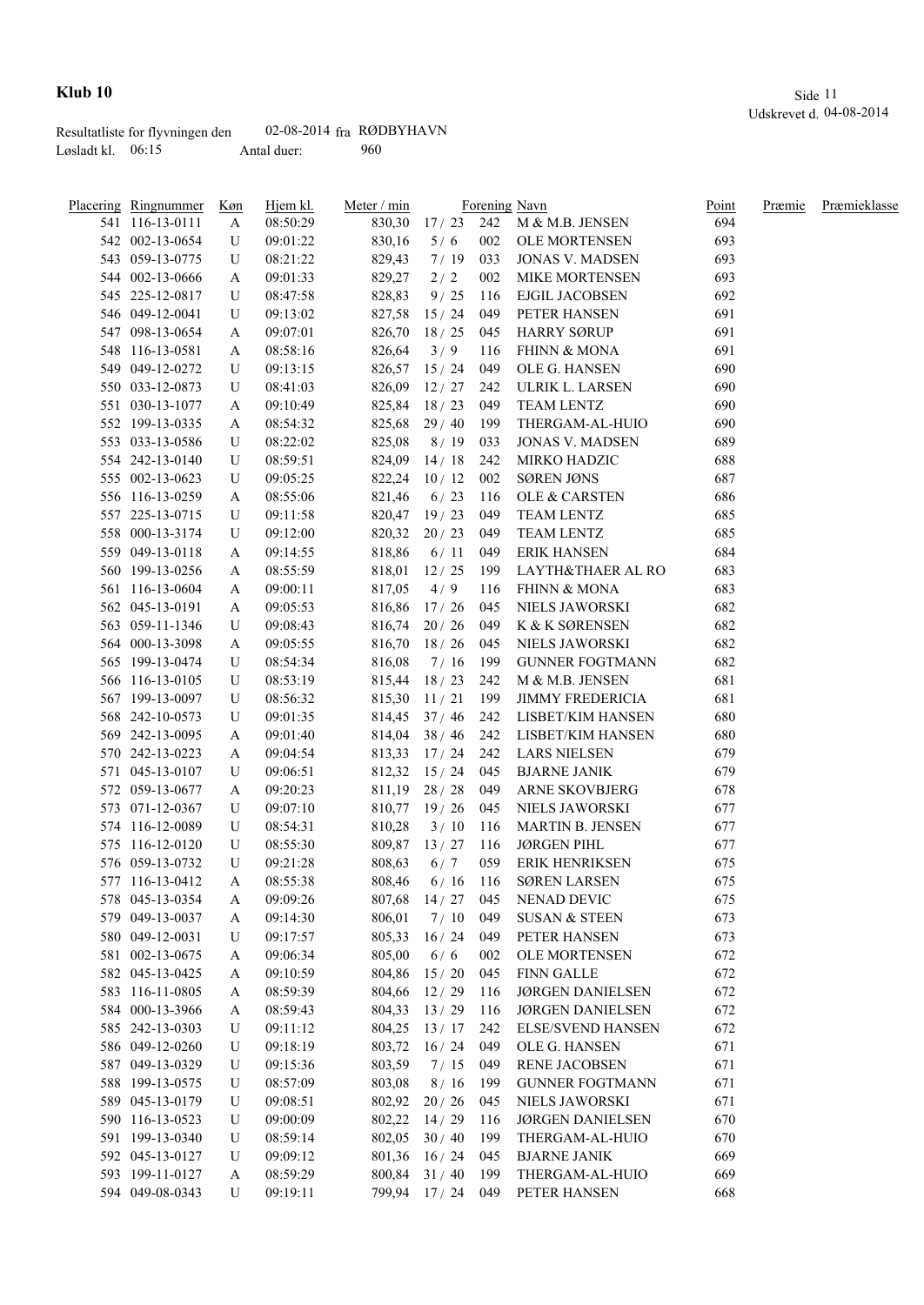**Klub 10**

Resultatliste for flyvningen den 02-08-2014 fra RØDBYHAVN
Løsladt kl. 06:15 Antal duer: 960

| Placering | Ringnummer | Køn | Hjem kl. | Meter / min | | Forening | Navn | Point | Præmie | Præmieklasse |
|---|---|---|---|---|---|---|---|---|---|---|
| 541 | 116-13-0111 | A | 08:50:29 | 830,30 | 17 / 23 | 242 | M & M.B. JENSEN | 694 | | |
| 542 | 002-13-0654 | U | 09:01:22 | 830,16 | 5 / 6 | 002 | OLE MORTENSEN | 693 | | |
| 543 | 059-13-0775 | U | 08:21:22 | 829,43 | 7 / 19 | 033 | JONAS V. MADSEN | 693 | | |
| 544 | 002-13-0666 | A | 09:01:33 | 829,27 | 2 / 2 | 002 | MIKE MORTENSEN | 693 | | |
| 545 | 225-12-0817 | U | 08:47:58 | 828,83 | 9 / 25 | 116 | EJGIL JACOBSEN | 692 | | |
| 546 | 049-12-0041 | U | 09:13:02 | 827,58 | 15 / 24 | 049 | PETER HANSEN | 691 | | |
| 547 | 098-13-0654 | A | 09:07:01 | 826,70 | 18 / 25 | 045 | HARRY SØRUP | 691 | | |
| 548 | 116-13-0581 | A | 08:58:16 | 826,64 | 3 / 9 | 116 | FHINN & MONA | 691 | | |
| 549 | 049-12-0272 | U | 09:13:15 | 826,57 | 15 / 24 | 049 | OLE G. HANSEN | 690 | | |
| 550 | 033-12-0873 | U | 08:41:03 | 826,09 | 12 / 27 | 242 | ULRIK L. LARSEN | 690 | | |
| 551 | 030-13-1077 | A | 09:10:49 | 825,84 | 18 / 23 | 049 | TEAM LENTZ | 690 | | |
| 552 | 199-13-0335 | A | 08:54:32 | 825,68 | 29 / 40 | 199 | THERGAM-AL-HUIO | 690 | | |
| 553 | 033-13-0586 | U | 08:22:02 | 825,08 | 8 / 19 | 033 | JONAS V. MADSEN | 689 | | |
| 554 | 242-13-0140 | U | 08:59:51 | 824,09 | 14 / 18 | 242 | MIRKO HADZIC | 688 | | |
| 555 | 002-13-0623 | U | 09:05:25 | 822,24 | 10 / 12 | 002 | SØREN JØNS | 687 | | |
| 556 | 116-13-0259 | A | 08:55:06 | 821,46 | 6 / 23 | 116 | OLE & CARSTEN | 686 | | |
| 557 | 225-13-0715 | U | 09:11:58 | 820,47 | 19 / 23 | 049 | TEAM LENTZ | 685 | | |
| 558 | 000-13-3174 | U | 09:12:00 | 820,32 | 20 / 23 | 049 | TEAM LENTZ | 685 | | |
| 559 | 049-13-0118 | A | 09:14:55 | 818,86 | 6 / 11 | 049 | ERIK HANSEN | 684 | | |
| 560 | 199-13-0256 | A | 08:55:59 | 818,01 | 12 / 25 | 199 | LAYTH&THAER AL RO | 683 | | |
| 561 | 116-13-0604 | A | 09:00:11 | 817,05 | 4 / 9 | 116 | FHINN & MONA | 683 | | |
| 562 | 045-13-0191 | A | 09:05:53 | 816,86 | 17 / 26 | 045 | NIELS JAWORSKI | 682 | | |
| 563 | 059-11-1346 | U | 09:08:43 | 816,74 | 20 / 26 | 049 | K & K SØRENSEN | 682 | | |
| 564 | 000-13-3098 | A | 09:05:55 | 816,70 | 18 / 26 | 045 | NIELS JAWORSKI | 682 | | |
| 565 | 199-13-0474 | U | 08:54:34 | 816,08 | 7 / 16 | 199 | GUNNER FOGTMANN | 682 | | |
| 566 | 116-13-0105 | U | 08:53:19 | 815,44 | 18 / 23 | 242 | M & M.B. JENSEN | 681 | | |
| 567 | 199-13-0097 | U | 08:56:32 | 815,30 | 11 / 21 | 199 | JIMMY FREDERICIA | 681 | | |
| 568 | 242-10-0573 | U | 09:01:35 | 814,45 | 37 / 46 | 242 | LISBET/KIM HANSEN | 680 | | |
| 569 | 242-13-0095 | A | 09:01:40 | 814,04 | 38 / 46 | 242 | LISBET/KIM HANSEN | 680 | | |
| 570 | 242-13-0223 | A | 09:04:54 | 813,33 | 17 / 24 | 242 | LARS NIELSEN | 679 | | |
| 571 | 045-13-0107 | U | 09:06:51 | 812,32 | 15 / 24 | 045 | BJARNE JANIK | 679 | | |
| 572 | 059-13-0677 | A | 09:20:23 | 811,19 | 28 / 28 | 049 | ARNE SKOVBJERG | 678 | | |
| 573 | 071-12-0367 | U | 09:07:10 | 810,77 | 19 / 26 | 045 | NIELS JAWORSKI | 677 | | |
| 574 | 116-12-0089 | U | 08:54:31 | 810,28 | 3 / 10 | 116 | MARTIN B. JENSEN | 677 | | |
| 575 | 116-12-0120 | U | 08:55:30 | 809,87 | 13 / 27 | 116 | JØRGEN PIHL | 677 | | |
| 576 | 059-13-0732 | U | 09:21:28 | 808,63 | 6 / 7 | 059 | ERIK HENRIKSEN | 675 | | |
| 577 | 116-13-0412 | A | 08:55:38 | 808,46 | 6 / 16 | 116 | SØREN LARSEN | 675 | | |
| 578 | 045-13-0354 | A | 09:09:26 | 807,68 | 14 / 27 | 045 | NENAD DEVIC | 675 | | |
| 579 | 049-13-0037 | A | 09:14:30 | 806,01 | 7 / 10 | 049 | SUSAN & STEEN | 673 | | |
| 580 | 049-12-0031 | U | 09:17:57 | 805,33 | 16 / 24 | 049 | PETER HANSEN | 673 | | |
| 581 | 002-13-0675 | A | 09:06:34 | 805,00 | 6 / 6 | 002 | OLE MORTENSEN | 672 | | |
| 582 | 045-13-0425 | A | 09:10:59 | 804,86 | 15 / 20 | 045 | FINN GALLE | 672 | | |
| 583 | 116-11-0805 | A | 08:59:39 | 804,66 | 12 / 29 | 116 | JØRGEN DANIELSEN | 672 | | |
| 584 | 000-13-3966 | A | 08:59:43 | 804,33 | 13 / 29 | 116 | JØRGEN DANIELSEN | 672 | | |
| 585 | 242-13-0303 | U | 09:11:12 | 804,25 | 13 / 17 | 242 | ELSE/SVEND HANSEN | 672 | | |
| 586 | 049-12-0260 | U | 09:18:19 | 803,72 | 16 / 24 | 049 | OLE G. HANSEN | 671 | | |
| 587 | 049-13-0329 | U | 09:15:36 | 803,59 | 7 / 15 | 049 | RENE JACOBSEN | 671 | | |
| 588 | 199-13-0575 | U | 08:57:09 | 803,08 | 8 / 16 | 199 | GUNNER FOGTMANN | 671 | | |
| 589 | 045-13-0179 | U | 09:08:51 | 802,92 | 20 / 26 | 045 | NIELS JAWORSKI | 671 | | |
| 590 | 116-13-0523 | U | 09:00:09 | 802,22 | 14 / 29 | 116 | JØRGEN DANIELSEN | 670 | | |
| 591 | 199-13-0340 | U | 08:59:14 | 802,05 | 30 / 40 | 199 | THERGAM-AL-HUIO | 670 | | |
| 592 | 045-13-0127 | U | 09:09:12 | 801,36 | 16 / 24 | 045 | BJARNE JANIK | 669 | | |
| 593 | 199-11-0127 | A | 08:59:29 | 800,84 | 31 / 40 | 199 | THERGAM-AL-HUIO | 669 | | |
| 594 | 049-08-0343 | U | 09:19:11 | 799,94 | 17 / 24 | 049 | PETER HANSEN | 668 | | |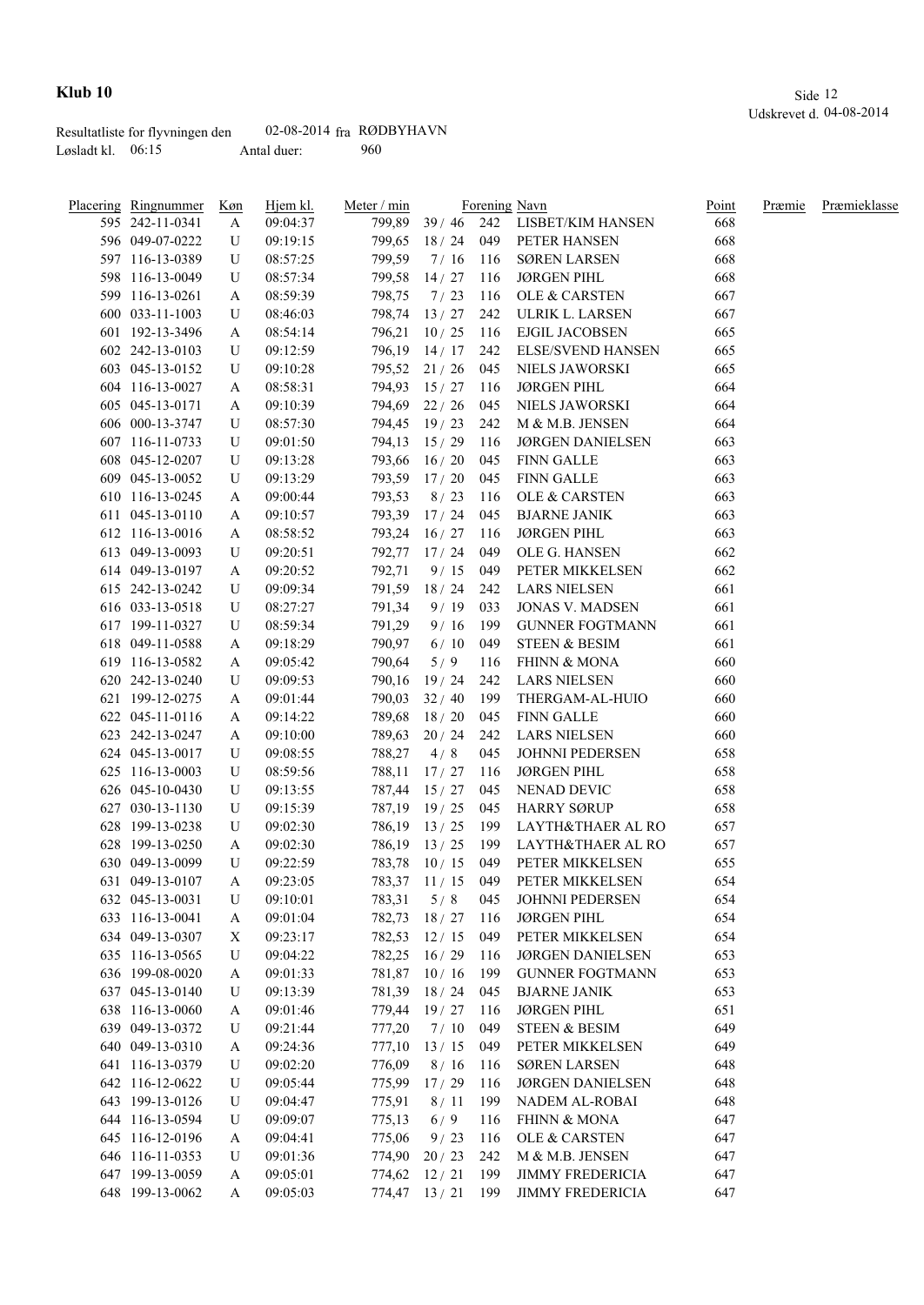# Klub 10

Udskrevet d. 04-08-2014

Resultatliste for flyvningen den 02-08-2014 fra RØDBYHAVN
Løsladt kl. 06:15 Antal duer: 960

| Placering | Ringnummer | Køn | Hjem kl. | Meter / min | | Forening | Navn | Point | Præmie | Præmieklasse |
|---|---|---|---|---|---|---|---|---|---|---|
| 595 | 242-11-0341 | A | 09:04:37 | 799,89 | 39 / 46 | 242 | LISBET/KIM HANSEN | 668 | | |
| 596 | 049-07-0222 | U | 09:19:15 | 799,65 | 18 / 24 | 049 | PETER HANSEN | 668 | | |
| 597 | 116-13-0389 | U | 08:57:25 | 799,59 | 7 / 16 | 116 | SØREN LARSEN | 668 | | |
| 598 | 116-13-0049 | U | 08:57:34 | 799,58 | 14 / 27 | 116 | JØRGEN PIHL | 668 | | |
| 599 | 116-13-0261 | A | 08:59:39 | 798,75 | 7 / 23 | 116 | OLE & CARSTEN | 667 | | |
| 600 | 033-11-1003 | U | 08:46:03 | 798,74 | 13 / 27 | 242 | ULRIK L. LARSEN | 667 | | |
| 601 | 192-13-3496 | A | 08:54:14 | 796,21 | 10 / 25 | 116 | EJGIL JACOBSEN | 665 | | |
| 602 | 242-13-0103 | U | 09:12:59 | 796,19 | 14 / 17 | 242 | ELSE/SVEND HANSEN | 665 | | |
| 603 | 045-13-0152 | U | 09:10:28 | 795,52 | 21 / 26 | 045 | NIELS JAWORSKI | 665 | | |
| 604 | 116-13-0027 | A | 08:58:31 | 794,93 | 15 / 27 | 116 | JØRGEN PIHL | 664 | | |
| 605 | 045-13-0171 | A | 09:10:39 | 794,69 | 22 / 26 | 045 | NIELS JAWORSKI | 664 | | |
| 606 | 000-13-3747 | U | 08:57:30 | 794,45 | 19 / 23 | 242 | M & M.B. JENSEN | 664 | | |
| 607 | 116-11-0733 | U | 09:01:50 | 794,13 | 15 / 29 | 116 | JØRGEN DANIELSEN | 663 | | |
| 608 | 045-12-0207 | U | 09:13:28 | 793,66 | 16 / 20 | 045 | FINN GALLE | 663 | | |
| 609 | 045-13-0052 | U | 09:13:29 | 793,59 | 17 / 20 | 045 | FINN GALLE | 663 | | |
| 610 | 116-13-0245 | A | 09:00:44 | 793,53 | 8 / 23 | 116 | OLE & CARSTEN | 663 | | |
| 611 | 045-13-0110 | A | 09:10:57 | 793,39 | 17 / 24 | 045 | BJARNE JANIK | 663 | | |
| 612 | 116-13-0016 | A | 08:58:52 | 793,24 | 16 / 27 | 116 | JØRGEN PIHL | 663 | | |
| 613 | 049-13-0093 | U | 09:20:51 | 792,77 | 17 / 24 | 049 | OLE G. HANSEN | 662 | | |
| 614 | 049-13-0197 | A | 09:20:52 | 792,71 | 9 / 15 | 049 | PETER MIKKELSEN | 662 | | |
| 615 | 242-13-0242 | U | 09:09:34 | 791,59 | 18 / 24 | 242 | LARS NIELSEN | 661 | | |
| 616 | 033-13-0518 | U | 08:27:27 | 791,34 | 9 / 19 | 033 | JONAS V. MADSEN | 661 | | |
| 617 | 199-11-0327 | U | 08:59:34 | 791,29 | 9 / 16 | 199 | GUNNER FOGTMANN | 661 | | |
| 618 | 049-11-0588 | A | 09:18:29 | 790,97 | 6 / 10 | 049 | STEEN & BESIM | 661 | | |
| 619 | 116-13-0582 | A | 09:05:42 | 790,64 | 5 / 9 | 116 | FHINN & MONA | 660 | | |
| 620 | 242-13-0240 | U | 09:09:53 | 790,16 | 19 / 24 | 242 | LARS NIELSEN | 660 | | |
| 621 | 199-12-0275 | A | 09:01:44 | 790,03 | 32 / 40 | 199 | THERGAM-AL-HUIO | 660 | | |
| 622 | 045-11-0116 | A | 09:14:22 | 789,68 | 18 / 20 | 045 | FINN GALLE | 660 | | |
| 623 | 242-13-0247 | A | 09:10:00 | 789,63 | 20 / 24 | 242 | LARS NIELSEN | 660 | | |
| 624 | 045-13-0017 | U | 09:08:55 | 788,27 | 4 / 8 | 045 | JOHNNI PEDERSEN | 658 | | |
| 625 | 116-13-0003 | U | 08:59:56 | 788,11 | 17 / 27 | 116 | JØRGEN PIHL | 658 | | |
| 626 | 045-10-0430 | U | 09:13:55 | 787,44 | 15 / 27 | 045 | NENAD DEVIC | 658 | | |
| 627 | 030-13-1130 | U | 09:15:39 | 787,19 | 19 / 25 | 045 | HARRY SØRUP | 658 | | |
| 628 | 199-13-0238 | U | 09:02:30 | 786,19 | 13 / 25 | 199 | LAYTH&THAER AL RO | 657 | | |
| 628 | 199-13-0250 | A | 09:02:30 | 786,19 | 13 / 25 | 199 | LAYTH&THAER AL RO | 657 | | |
| 630 | 049-13-0099 | U | 09:22:59 | 783,78 | 10 / 15 | 049 | PETER MIKKELSEN | 655 | | |
| 631 | 049-13-0107 | A | 09:23:05 | 783,37 | 11 / 15 | 049 | PETER MIKKELSEN | 654 | | |
| 632 | 045-13-0031 | U | 09:10:01 | 783,31 | 5 / 8 | 045 | JOHNNI PEDERSEN | 654 | | |
| 633 | 116-13-0041 | A | 09:01:04 | 782,73 | 18 / 27 | 116 | JØRGEN PIHL | 654 | | |
| 634 | 049-13-0307 | X | 09:23:17 | 782,53 | 12 / 15 | 049 | PETER MIKKELSEN | 654 | | |
| 635 | 116-13-0565 | U | 09:04:22 | 782,25 | 16 / 29 | 116 | JØRGEN DANIELSEN | 653 | | |
| 636 | 199-08-0020 | A | 09:01:33 | 781,87 | 10 / 16 | 199 | GUNNER FOGTMANN | 653 | | |
| 637 | 045-13-0140 | U | 09:13:39 | 781,39 | 18 / 24 | 045 | BJARNE JANIK | 653 | | |
| 638 | 116-13-0060 | A | 09:01:46 | 779,44 | 19 / 27 | 116 | JØRGEN PIHL | 651 | | |
| 639 | 049-13-0372 | U | 09:21:44 | 777,20 | 7 / 10 | 049 | STEEN & BESIM | 649 | | |
| 640 | 049-13-0310 | A | 09:24:36 | 777,10 | 13 / 15 | 049 | PETER MIKKELSEN | 649 | | |
| 641 | 116-13-0379 | U | 09:02:20 | 776,09 | 8 / 16 | 116 | SØREN LARSEN | 648 | | |
| 642 | 116-12-0622 | U | 09:05:44 | 775,99 | 17 / 29 | 116 | JØRGEN DANIELSEN | 648 | | |
| 643 | 199-13-0126 | U | 09:04:47 | 775,91 | 8 / 11 | 199 | NADEM AL-ROBAI | 648 | | |
| 644 | 116-13-0594 | U | 09:09:07 | 775,13 | 6 / 9 | 116 | FHINN & MONA | 647 | | |
| 645 | 116-12-0196 | A | 09:04:41 | 775,06 | 9 / 23 | 116 | OLE & CARSTEN | 647 | | |
| 646 | 116-11-0353 | U | 09:01:36 | 774,90 | 20 / 23 | 242 | M & M.B. JENSEN | 647 | | |
| 647 | 199-13-0059 | A | 09:05:01 | 774,62 | 12 / 21 | 199 | JIMMY FREDERICIA | 647 | | |
| 648 | 199-13-0062 | A | 09:05:03 | 774,47 | 13 / 21 | 199 | JIMMY FREDERICIA | 647 | | |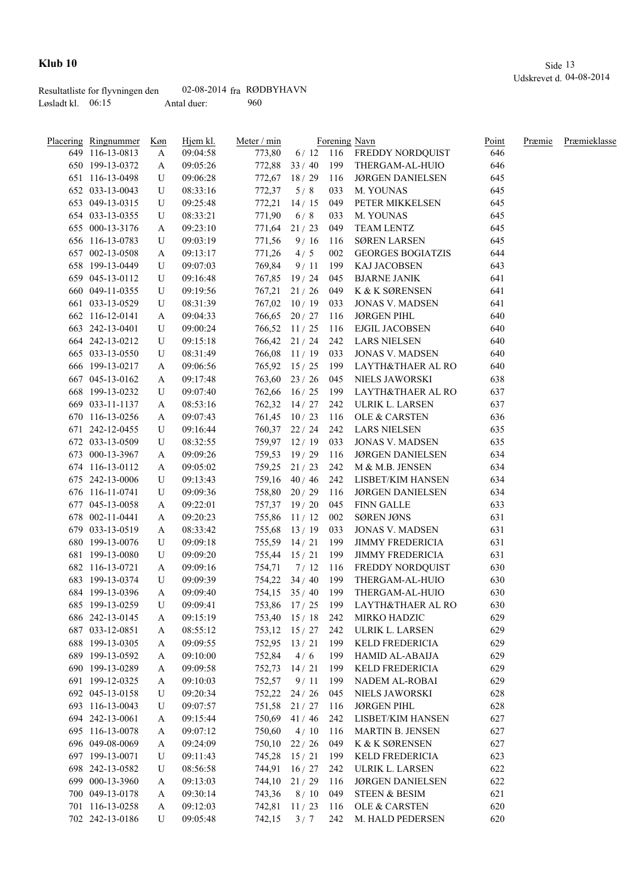**Klub 10**

Resultatliste for flyvningen den 02-08-2014 fra RØDBYHAVN
Løsladt kl. 06:15 Antal duer: 960

Udskrevet d. 04-08-2014

| Placering | Ringnummer | Køn | Hjem kl. | Meter / min | | Forening | Navn | Point | Præmie | Præmieklasse |
|---|---|---|---|---|---|---|---|---|---|---|
| 649 | 116-13-0813 | A | 09:04:58 | 773,80 | 6 / 12 | 116 | FREDDY NORDQUIST | 646 | | |
| 650 | 199-13-0372 | A | 09:05:26 | 772,88 | 33 / 40 | 199 | THERGAM-AL-HUIO | 646 | | |
| 651 | 116-13-0498 | U | 09:06:28 | 772,67 | 18 / 29 | 116 | JØRGEN DANIELSEN | 645 | | |
| 652 | 033-13-0043 | U | 08:33:16 | 772,37 | 5 / 8 | 033 | M. YOUNAS | 645 | | |
| 653 | 049-13-0315 | U | 09:25:48 | 772,21 | 14 / 15 | 049 | PETER MIKKELSEN | 645 | | |
| 654 | 033-13-0355 | U | 08:33:21 | 771,90 | 6 / 8 | 033 | M. YOUNAS | 645 | | |
| 655 | 000-13-3176 | A | 09:23:10 | 771,64 | 21 / 23 | 049 | TEAM LENTZ | 645 | | |
| 656 | 116-13-0783 | U | 09:03:19 | 771,56 | 9 / 16 | 116 | SØREN LARSEN | 645 | | |
| 657 | 002-13-0508 | A | 09:13:17 | 771,26 | 4 / 5 | 002 | GEORGES BOGIATZIS | 644 | | |
| 658 | 199-13-0449 | U | 09:07:03 | 769,84 | 9 / 11 | 199 | KAJ JACOBSEN | 643 | | |
| 659 | 045-13-0112 | U | 09:16:48 | 767,85 | 19 / 24 | 045 | BJARNE JANIK | 641 | | |
| 660 | 049-11-0355 | U | 09:19:56 | 767,21 | 21 / 26 | 049 | K & K SØRENSEN | 641 | | |
| 661 | 033-13-0529 | U | 08:31:39 | 767,02 | 10 / 19 | 033 | JONAS V. MADSEN | 641 | | |
| 662 | 116-12-0141 | A | 09:04:33 | 766,65 | 20 / 27 | 116 | JØRGEN PIHL | 640 | | |
| 663 | 242-13-0401 | U | 09:00:24 | 766,52 | 11 / 25 | 116 | EJGIL JACOBSEN | 640 | | |
| 664 | 242-13-0212 | U | 09:15:18 | 766,42 | 21 / 24 | 242 | LARS NIELSEN | 640 | | |
| 665 | 033-13-0550 | U | 08:31:49 | 766,08 | 11 / 19 | 033 | JONAS V. MADSEN | 640 | | |
| 666 | 199-13-0217 | A | 09:06:56 | 765,92 | 15 / 25 | 199 | LAYTH&THAER AL RO | 640 | | |
| 667 | 045-13-0162 | A | 09:17:48 | 763,60 | 23 / 26 | 045 | NIELS JAWORSKI | 638 | | |
| 668 | 199-13-0232 | U | 09:07:40 | 762,66 | 16 / 25 | 199 | LAYTH&THAER AL RO | 637 | | |
| 669 | 033-11-1137 | A | 08:53:16 | 762,32 | 14 / 27 | 242 | ULRIK L. LARSEN | 637 | | |
| 670 | 116-13-0256 | A | 09:07:43 | 761,45 | 10 / 23 | 116 | OLE & CARSTEN | 636 | | |
| 671 | 242-12-0455 | U | 09:16:44 | 760,37 | 22 / 24 | 242 | LARS NIELSEN | 635 | | |
| 672 | 033-13-0509 | U | 08:32:55 | 759,97 | 12 / 19 | 033 | JONAS V. MADSEN | 635 | | |
| 673 | 000-13-3967 | A | 09:09:26 | 759,53 | 19 / 29 | 116 | JØRGEN DANIELSEN | 634 | | |
| 674 | 116-13-0112 | A | 09:05:02 | 759,25 | 21 / 23 | 242 | M & M.B. JENSEN | 634 | | |
| 675 | 242-13-0006 | U | 09:13:43 | 759,16 | 40 / 46 | 242 | LISBET/KIM HANSEN | 634 | | |
| 676 | 116-11-0741 | U | 09:09:36 | 758,80 | 20 / 29 | 116 | JØRGEN DANIELSEN | 634 | | |
| 677 | 045-13-0058 | A | 09:22:01 | 757,37 | 19 / 20 | 045 | FINN GALLE | 633 | | |
| 678 | 002-11-0441 | A | 09:20:23 | 755,86 | 11 / 12 | 002 | SØREN JØNS | 631 | | |
| 679 | 033-13-0519 | A | 08:33:42 | 755,68 | 13 / 19 | 033 | JONAS V. MADSEN | 631 | | |
| 680 | 199-13-0076 | U | 09:09:18 | 755,59 | 14 / 21 | 199 | JIMMY FREDERICIA | 631 | | |
| 681 | 199-13-0080 | U | 09:09:20 | 755,44 | 15 / 21 | 199 | JIMMY FREDERICIA | 631 | | |
| 682 | 116-13-0721 | A | 09:09:16 | 754,71 | 7 / 12 | 116 | FREDDY NORDQUIST | 630 | | |
| 683 | 199-13-0374 | U | 09:09:39 | 754,22 | 34 / 40 | 199 | THERGAM-AL-HUIO | 630 | | |
| 684 | 199-13-0396 | A | 09:09:40 | 754,15 | 35 / 40 | 199 | THERGAM-AL-HUIO | 630 | | |
| 685 | 199-13-0259 | U | 09:09:41 | 753,86 | 17 / 25 | 199 | LAYTH&THAER AL RO | 630 | | |
| 686 | 242-13-0145 | A | 09:15:19 | 753,40 | 15 / 18 | 242 | MIRKO HADZIC | 629 | | |
| 687 | 033-12-0851 | A | 08:55:12 | 753,12 | 15 / 27 | 242 | ULRIK L. LARSEN | 629 | | |
| 688 | 199-13-0305 | A | 09:09:55 | 752,95 | 13 / 21 | 199 | KELD FREDERICIA | 629 | | |
| 689 | 199-13-0592 | A | 09:10:00 | 752,84 | 4 / 6 | 199 | HAMID AL-ABAIJA | 629 | | |
| 690 | 199-13-0289 | A | 09:09:58 | 752,73 | 14 / 21 | 199 | KELD FREDERICIA | 629 | | |
| 691 | 199-12-0325 | A | 09:10:03 | 752,57 | 9 / 11 | 199 | NADEM AL-ROBAI | 629 | | |
| 692 | 045-13-0158 | U | 09:20:34 | 752,22 | 24 / 26 | 045 | NIELS JAWORSKI | 628 | | |
| 693 | 116-13-0043 | U | 09:07:57 | 751,58 | 21 / 27 | 116 | JØRGEN PIHL | 628 | | |
| 694 | 242-13-0061 | A | 09:15:44 | 750,69 | 41 / 46 | 242 | LISBET/KIM HANSEN | 627 | | |
| 695 | 116-13-0078 | A | 09:07:12 | 750,60 | 4 / 10 | 116 | MARTIN B. JENSEN | 627 | | |
| 696 | 049-08-0069 | A | 09:24:09 | 750,10 | 22 / 26 | 049 | K & K SØRENSEN | 627 | | |
| 697 | 199-13-0071 | U | 09:11:43 | 745,28 | 15 / 21 | 199 | KELD FREDERICIA | 623 | | |
| 698 | 242-13-0582 | U | 08:56:58 | 744,91 | 16 / 27 | 242 | ULRIK L. LARSEN | 622 | | |
| 699 | 000-13-3960 | A | 09:13:03 | 744,10 | 21 / 29 | 116 | JØRGEN DANIELSEN | 622 | | |
| 700 | 049-13-0178 | A | 09:30:14 | 743,36 | 8 / 10 | 049 | STEEN & BESIM | 621 | | |
| 701 | 116-13-0258 | A | 09:12:03 | 742,81 | 11 / 23 | 116 | OLE & CARSTEN | 620 | | |
| 702 | 242-13-0186 | U | 09:05:48 | 742,15 | 3 / 7 | 242 | M. HALD PEDERSEN | 620 | | |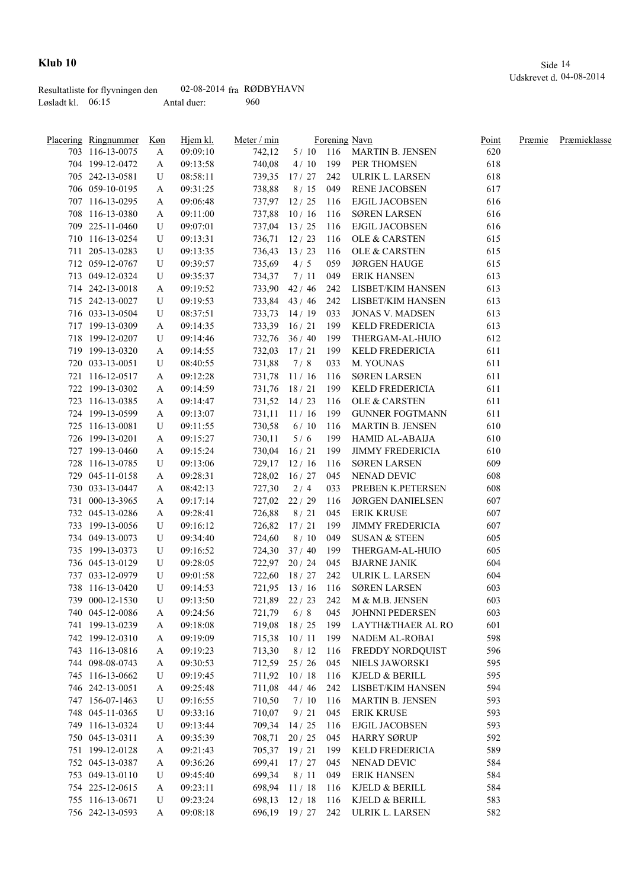# Klub 10

Resultatliste for flyvningen den 02-08-2014 fra RØDBYHAVN
Løsladt kl. 06:15 Antal duer: 960

Udskrevet d. 04-08-2014

| Placering | Ringnummer | Køn | Hjem kl. | Meter / min | | Forening | Navn | Point | Præmie | Præmieklasse |
|---|---|---|---|---|---|---|---|---|---|---|
| 703 | 116-13-0075 | A | 09:09:10 | 742,12 | 5 / 10 | 116 | MARTIN B. JENSEN | 620 | | |
| 704 | 199-12-0472 | A | 09:13:58 | 740,08 | 4 / 10 | 199 | PER THOMSEN | 618 | | |
| 705 | 242-13-0581 | U | 08:58:11 | 739,35 | 17 / 27 | 242 | ULRIK L. LARSEN | 618 | | |
| 706 | 059-10-0195 | A | 09:31:25 | 738,88 | 8 / 15 | 049 | RENE JACOBSEN | 617 | | |
| 707 | 116-13-0295 | A | 09:06:48 | 737,97 | 12 / 25 | 116 | EJGIL JACOBSEN | 616 | | |
| 708 | 116-13-0380 | A | 09:11:00 | 737,88 | 10 / 16 | 116 | SØREN LARSEN | 616 | | |
| 709 | 225-11-0460 | U | 09:07:01 | 737,04 | 13 / 25 | 116 | EJGIL JACOBSEN | 616 | | |
| 710 | 116-13-0254 | U | 09:13:31 | 736,71 | 12 / 23 | 116 | OLE & CARSTEN | 615 | | |
| 711 | 205-13-0283 | U | 09:13:35 | 736,43 | 13 / 23 | 116 | OLE & CARSTEN | 615 | | |
| 712 | 059-12-0767 | U | 09:39:57 | 735,69 | 4 / 5 | 059 | JØRGEN HAUGE | 615 | | |
| 713 | 049-12-0324 | U | 09:35:37 | 734,37 | 7 / 11 | 049 | ERIK HANSEN | 613 | | |
| 714 | 242-13-0018 | A | 09:19:52 | 733,90 | 42 / 46 | 242 | LISBET/KIM HANSEN | 613 | | |
| 715 | 242-13-0027 | U | 09:19:53 | 733,84 | 43 / 46 | 242 | LISBET/KIM HANSEN | 613 | | |
| 716 | 033-13-0504 | U | 08:37:51 | 733,73 | 14 / 19 | 033 | JONAS V. MADSEN | 613 | | |
| 717 | 199-13-0309 | A | 09:14:35 | 733,39 | 16 / 21 | 199 | KELD FREDERICIA | 613 | | |
| 718 | 199-12-0207 | U | 09:14:46 | 732,76 | 36 / 40 | 199 | THERGAM-AL-HUIO | 612 | | |
| 719 | 199-13-0320 | A | 09:14:55 | 732,03 | 17 / 21 | 199 | KELD FREDERICIA | 611 | | |
| 720 | 033-13-0051 | U | 08:40:55 | 731,88 | 7 / 8 | 033 | M. YOUNAS | 611 | | |
| 721 | 116-12-0517 | A | 09:12:28 | 731,78 | 11 / 16 | 116 | SØREN LARSEN | 611 | | |
| 722 | 199-13-0302 | A | 09:14:59 | 731,76 | 18 / 21 | 199 | KELD FREDERICIA | 611 | | |
| 723 | 116-13-0385 | A | 09:14:47 | 731,52 | 14 / 23 | 116 | OLE & CARSTEN | 611 | | |
| 724 | 199-13-0599 | A | 09:13:07 | 731,11 | 11 / 16 | 199 | GUNNER FOGTMANN | 611 | | |
| 725 | 116-13-0081 | U | 09:11:55 | 730,58 | 6 / 10 | 116 | MARTIN B. JENSEN | 610 | | |
| 726 | 199-13-0201 | A | 09:15:27 | 730,11 | 5 / 6 | 199 | HAMID AL-ABAIJA | 610 | | |
| 727 | 199-13-0460 | A | 09:15:24 | 730,04 | 16 / 21 | 199 | JIMMY FREDERICIA | 610 | | |
| 728 | 116-13-0785 | U | 09:13:06 | 729,17 | 12 / 16 | 116 | SØREN LARSEN | 609 | | |
| 729 | 045-11-0158 | A | 09:28:31 | 728,02 | 16 / 27 | 045 | NENAD DEVIC | 608 | | |
| 730 | 033-13-0447 | A | 08:42:13 | 727,30 | 2 / 4 | 033 | PREBEN K.PETERSEN | 608 | | |
| 731 | 000-13-3965 | A | 09:17:14 | 727,02 | 22 / 29 | 116 | JØRGEN DANIELSEN | 607 | | |
| 732 | 045-13-0286 | A | 09:28:41 | 726,88 | 8 / 21 | 045 | ERIK KRUSE | 607 | | |
| 733 | 199-13-0056 | U | 09:16:12 | 726,82 | 17 / 21 | 199 | JIMMY FREDERICIA | 607 | | |
| 734 | 049-13-0073 | U | 09:34:40 | 724,60 | 8 / 10 | 049 | SUSAN & STEEN | 605 | | |
| 735 | 199-13-0373 | U | 09:16:52 | 724,30 | 37 / 40 | 199 | THERGAM-AL-HUIO | 605 | | |
| 736 | 045-13-0129 | U | 09:28:05 | 722,97 | 20 / 24 | 045 | BJARNE JANIK | 604 | | |
| 737 | 033-12-0979 | U | 09:01:58 | 722,60 | 18 / 27 | 242 | ULRIK L. LARSEN | 604 | | |
| 738 | 116-13-0420 | U | 09:14:53 | 721,95 | 13 / 16 | 116 | SØREN LARSEN | 603 | | |
| 739 | 000-12-1530 | U | 09:13:50 | 721,89 | 22 / 23 | 242 | M & M.B. JENSEN | 603 | | |
| 740 | 045-12-0086 | A | 09:24:56 | 721,79 | 6 / 8 | 045 | JOHNNI PEDERSEN | 603 | | |
| 741 | 199-13-0239 | A | 09:18:08 | 719,08 | 18 / 25 | 199 | LAYTH&THAER AL RO | 601 | | |
| 742 | 199-12-0310 | A | 09:19:09 | 715,38 | 10 / 11 | 199 | NADEM AL-ROBAI | 598 | | |
| 743 | 116-13-0816 | A | 09:19:23 | 713,30 | 8 / 12 | 116 | FREDDY NORDQUIST | 596 | | |
| 744 | 098-08-0743 | A | 09:30:53 | 712,59 | 25 / 26 | 045 | NIELS JAWORSKI | 595 | | |
| 745 | 116-13-0662 | U | 09:19:45 | 711,92 | 10 / 18 | 116 | KJELD & BERILL | 595 | | |
| 746 | 242-13-0051 | A | 09:25:48 | 711,08 | 44 / 46 | 242 | LISBET/KIM HANSEN | 594 | | |
| 747 | 156-07-1463 | U | 09:16:55 | 710,50 | 7 / 10 | 116 | MARTIN B. JENSEN | 593 | | |
| 748 | 045-11-0365 | U | 09:33:16 | 710,07 | 9 / 21 | 045 | ERIK KRUSE | 593 | | |
| 749 | 116-13-0324 | U | 09:13:44 | 709,34 | 14 / 25 | 116 | EJGIL JACOBSEN | 593 | | |
| 750 | 045-13-0311 | A | 09:35:39 | 708,71 | 20 / 25 | 045 | HARRY SØRUP | 592 | | |
| 751 | 199-12-0128 | A | 09:21:43 | 705,37 | 19 / 21 | 199 | KELD FREDERICIA | 589 | | |
| 752 | 045-13-0387 | A | 09:36:26 | 699,41 | 17 / 27 | 045 | NENAD DEVIC | 584 | | |
| 753 | 049-13-0110 | U | 09:45:40 | 699,34 | 8 / 11 | 049 | ERIK HANSEN | 584 | | |
| 754 | 225-12-0615 | A | 09:23:11 | 698,94 | 11 / 18 | 116 | KJELD & BERILL | 584 | | |
| 755 | 116-13-0671 | U | 09:23:24 | 698,13 | 12 / 18 | 116 | KJELD & BERILL | 583 | | |
| 756 | 242-13-0593 | A | 09:08:18 | 696,19 | 19 / 27 | 242 | ULRIK L. LARSEN | 582 | | |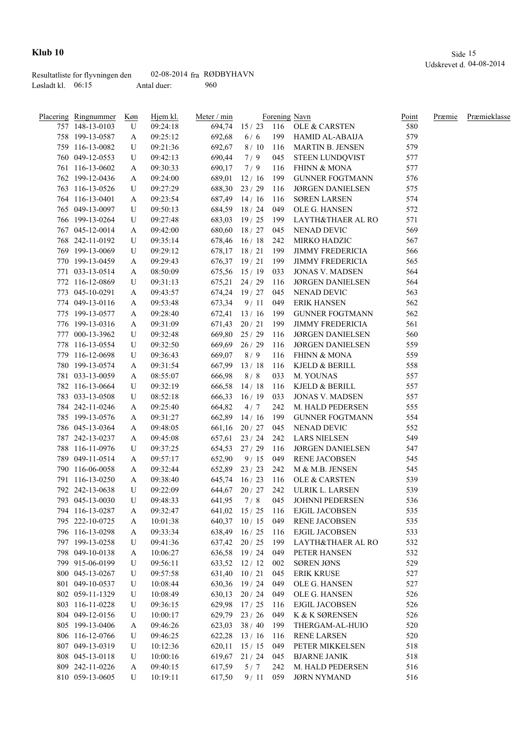**Klub 10**

Udskrevet d. 04-08-2014

Resultatliste for flyvningen den 02-08-2014 fra RØDBYHAVN
Løsladt kl. 06:15 Antal duer: 960

| Placering | Ringnummer | Køn | Hjem kl. | Meter / min | | Forening | Navn | Point | Præmie | Præmieklasse |
|---|---|---|---|---|---|---|---|---|---|---|
| 757 | 148-13-0103 | U | 09:24:18 | 694,74 | 15 / 23 | 116 | OLE & CARSTEN | 580 | | |
| 758 | 199-13-0587 | A | 09:25:12 | 692,68 | 6 / 6 | 199 | HAMID AL-ABAIJA | 579 | | |
| 759 | 116-13-0082 | U | 09:21:36 | 692,67 | 8 / 10 | 116 | MARTIN B. JENSEN | 579 | | |
| 760 | 049-12-0553 | U | 09:42:13 | 690,44 | 7 / 9 | 045 | STEEN LUNDQVIST | 577 | | |
| 761 | 116-13-0602 | A | 09:30:33 | 690,17 | 7 / 9 | 116 | FHINN & MONA | 577 | | |
| 762 | 199-12-0436 | A | 09:24:00 | 689,01 | 12 / 16 | 199 | GUNNER FOGTMANN | 576 | | |
| 763 | 116-13-0526 | U | 09:27:29 | 688,30 | 23 / 29 | 116 | JØRGEN DANIELSEN | 575 | | |
| 764 | 116-13-0401 | A | 09:23:54 | 687,49 | 14 / 16 | 116 | SØREN LARSEN | 574 | | |
| 765 | 049-13-0097 | U | 09:50:13 | 684,59 | 18 / 24 | 049 | OLE G. HANSEN | 572 | | |
| 766 | 199-13-0264 | U | 09:27:48 | 683,03 | 19 / 25 | 199 | LAYTH&THAER AL RO | 571 | | |
| 767 | 045-12-0014 | A | 09:42:00 | 680,60 | 18 / 27 | 045 | NENAD DEVIC | 569 | | |
| 768 | 242-11-0192 | U | 09:35:14 | 678,46 | 16 / 18 | 242 | MIRKO HADZIC | 567 | | |
| 769 | 199-13-0069 | U | 09:29:12 | 678,17 | 18 / 21 | 199 | JIMMY FREDERICIA | 566 | | |
| 770 | 199-13-0459 | A | 09:29:43 | 676,37 | 19 / 21 | 199 | JIMMY FREDERICIA | 565 | | |
| 771 | 033-13-0514 | A | 08:50:09 | 675,56 | 15 / 19 | 033 | JONAS V. MADSEN | 564 | | |
| 772 | 116-12-0869 | U | 09:31:13 | 675,21 | 24 / 29 | 116 | JØRGEN DANIELSEN | 564 | | |
| 773 | 045-10-0291 | A | 09:43:57 | 674,24 | 19 / 27 | 045 | NENAD DEVIC | 563 | | |
| 774 | 049-13-0116 | A | 09:53:48 | 673,34 | 9 / 11 | 049 | ERIK HANSEN | 562 | | |
| 775 | 199-13-0577 | A | 09:28:40 | 672,41 | 13 / 16 | 199 | GUNNER FOGTMANN | 562 | | |
| 776 | 199-13-0316 | A | 09:31:09 | 671,43 | 20 / 21 | 199 | JIMMY FREDERICIA | 561 | | |
| 777 | 000-13-3962 | U | 09:32:48 | 669,80 | 25 / 29 | 116 | JØRGEN DANIELSEN | 560 | | |
| 778 | 116-13-0554 | U | 09:32:50 | 669,69 | 26 / 29 | 116 | JØRGEN DANIELSEN | 559 | | |
| 779 | 116-12-0698 | U | 09:36:43 | 669,07 | 8 / 9 | 116 | FHINN & MONA | 559 | | |
| 780 | 199-13-0574 | A | 09:31:54 | 667,99 | 13 / 18 | 116 | KJELD & BERILL | 558 | | |
| 781 | 033-13-0059 | A | 08:55:07 | 666,98 | 8 / 8 | 033 | M. YOUNAS | 557 | | |
| 782 | 116-13-0664 | U | 09:32:19 | 666,58 | 14 / 18 | 116 | KJELD & BERILL | 557 | | |
| 783 | 033-13-0508 | U | 08:52:18 | 666,33 | 16 / 19 | 033 | JONAS V. MADSEN | 557 | | |
| 784 | 242-11-0246 | A | 09:25:40 | 664,82 | 4 / 7 | 242 | M. HALD PEDERSEN | 555 | | |
| 785 | 199-13-0576 | A | 09:31:27 | 662,89 | 14 / 16 | 199 | GUNNER FOGTMANN | 554 | | |
| 786 | 045-13-0364 | A | 09:48:05 | 661,16 | 20 / 27 | 045 | NENAD DEVIC | 552 | | |
| 787 | 242-13-0237 | A | 09:45:08 | 657,61 | 23 / 24 | 242 | LARS NIELSEN | 549 | | |
| 788 | 116-11-0976 | U | 09:37:25 | 654,53 | 27 / 29 | 116 | JØRGEN DANIELSEN | 547 | | |
| 789 | 049-11-0514 | A | 09:57:17 | 652,90 | 9 / 15 | 049 | RENE JACOBSEN | 545 | | |
| 790 | 116-06-0058 | A | 09:32:44 | 652,89 | 23 / 23 | 242 | M & M.B. JENSEN | 545 | | |
| 791 | 116-13-0250 | A | 09:38:40 | 645,74 | 16 / 23 | 116 | OLE & CARSTEN | 539 | | |
| 792 | 242-13-0638 | U | 09:22:09 | 644,67 | 20 / 27 | 242 | ULRIK L. LARSEN | 539 | | |
| 793 | 045-13-0030 | U | 09:48:33 | 641,95 | 7 / 8 | 045 | JOHNNI PEDERSEN | 536 | | |
| 794 | 116-13-0287 | A | 09:32:47 | 641,02 | 15 / 25 | 116 | EJGIL JACOBSEN | 535 | | |
| 795 | 222-10-0725 | A | 10:01:38 | 640,37 | 10 / 15 | 049 | RENE JACOBSEN | 535 | | |
| 796 | 116-13-0298 | A | 09:33:34 | 638,49 | 16 / 25 | 116 | EJGIL JACOBSEN | 533 | | |
| 797 | 199-13-0258 | U | 09:41:36 | 637,42 | 20 / 25 | 199 | LAYTH&THAER AL RO | 532 | | |
| 798 | 049-10-0138 | A | 10:06:27 | 636,58 | 19 / 24 | 049 | PETER HANSEN | 532 | | |
| 799 | 915-06-0199 | U | 09:56:11 | 633,52 | 12 / 12 | 002 | SØREN JØNS | 529 | | |
| 800 | 045-13-0267 | U | 09:57:58 | 631,40 | 10 / 21 | 045 | ERIK KRUSE | 527 | | |
| 801 | 049-10-0537 | U | 10:08:44 | 630,36 | 19 / 24 | 049 | OLE G. HANSEN | 527 | | |
| 802 | 059-11-1329 | U | 10:08:49 | 630,13 | 20 / 24 | 049 | OLE G. HANSEN | 526 | | |
| 803 | 116-11-0228 | U | 09:36:15 | 629,98 | 17 / 25 | 116 | EJGIL JACOBSEN | 526 | | |
| 804 | 049-12-0156 | U | 10:00:17 | 629,79 | 23 / 26 | 049 | K & K SØRENSEN | 526 | | |
| 805 | 199-13-0406 | A | 09:46:26 | 623,03 | 38 / 40 | 199 | THERGAM-AL-HUIO | 520 | | |
| 806 | 116-12-0766 | U | 09:46:25 | 622,28 | 13 / 16 | 116 | RENE LARSEN | 520 | | |
| 807 | 049-13-0319 | U | 10:12:36 | 620,11 | 15 / 15 | 049 | PETER MIKKELSEN | 518 | | |
| 808 | 045-13-0118 | U | 10:00:16 | 619,67 | 21 / 24 | 045 | BJARNE JANIK | 518 | | |
| 809 | 242-11-0226 | A | 09:40:15 | 617,59 | 5 / 7 | 242 | M. HALD PEDERSEN | 516 | | |
| 810 | 059-13-0605 | U | 10:19:11 | 617,50 | 9 / 11 | 059 | JØRN NYMAND | 516 | | |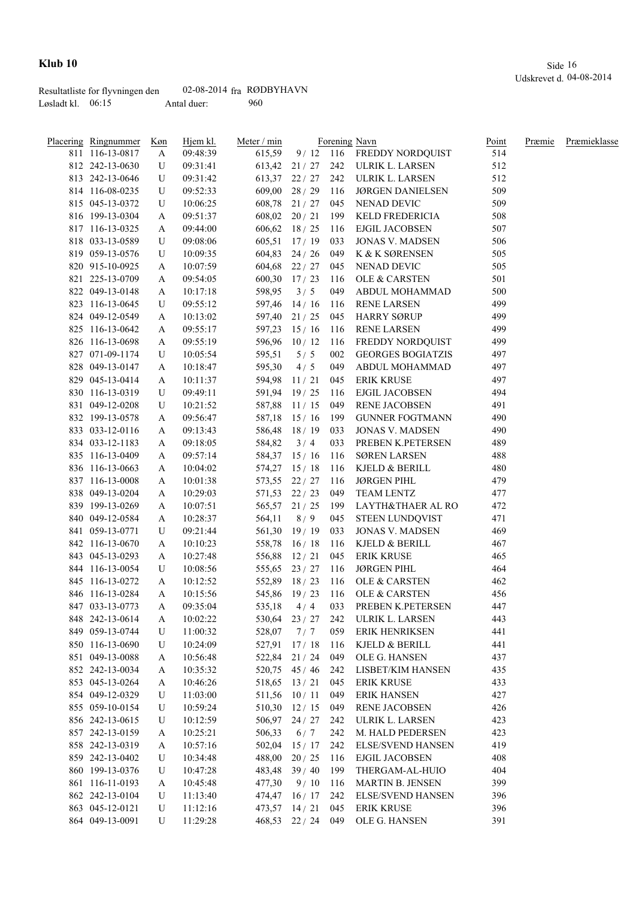# Klub 10

Udskrevet d. 04-08-2014

Resultatliste for flyvningen den 02-08-2014 fra RØDBYHAVN
Løsladt kl. 06:15 Antal duer: 960

| Placering | Ringnummer | Køn | Hjem kl. | Meter / min | | Forening | Navn | Point | Præmie | Præmieklasse |
|---|---|---|---|---|---|---|---|---|---|---|
| 811 | 116-13-0817 | A | 09:48:39 | 615,59 | 9 / 12 | 116 | FREDDY NORDQUIST | 514 | | |
| 812 | 242-13-0630 | U | 09:31:41 | 613,42 | 21 / 27 | 242 | ULRIK L. LARSEN | 512 | | |
| 813 | 242-13-0646 | U | 09:31:42 | 613,37 | 22 / 27 | 242 | ULRIK L. LARSEN | 512 | | |
| 814 | 116-08-0235 | U | 09:52:33 | 609,00 | 28 / 29 | 116 | JØRGEN DANIELSEN | 509 | | |
| 815 | 045-13-0372 | U | 10:06:25 | 608,78 | 21 / 27 | 045 | NENAD DEVIC | 509 | | |
| 816 | 199-13-0304 | A | 09:51:37 | 608,02 | 20 / 21 | 199 | KELD FREDERICIA | 508 | | |
| 817 | 116-13-0325 | A | 09:44:00 | 606,62 | 18 / 25 | 116 | EJGIL JACOBSEN | 507 | | |
| 818 | 033-13-0589 | U | 09:08:06 | 605,51 | 17 / 19 | 033 | JONAS V. MADSEN | 506 | | |
| 819 | 059-13-0576 | U | 10:09:35 | 604,83 | 24 / 26 | 049 | K & K SØRENSEN | 505 | | |
| 820 | 915-10-0925 | A | 10:07:59 | 604,68 | 22 / 27 | 045 | NENAD DEVIC | 505 | | |
| 821 | 225-13-0709 | A | 09:54:05 | 600,30 | 17 / 23 | 116 | OLE & CARSTEN | 501 | | |
| 822 | 049-13-0148 | A | 10:17:18 | 598,95 | 3 / 5 | 049 | ABDUL MOHAMMAD | 500 | | |
| 823 | 116-13-0645 | U | 09:55:12 | 597,46 | 14 / 16 | 116 | RENE LARSEN | 499 | | |
| 824 | 049-12-0549 | A | 10:13:02 | 597,40 | 21 / 25 | 045 | HARRY SØRUP | 499 | | |
| 825 | 116-13-0642 | A | 09:55:17 | 597,23 | 15 / 16 | 116 | RENE LARSEN | 499 | | |
| 826 | 116-13-0698 | A | 09:55:19 | 596,96 | 10 / 12 | 116 | FREDDY NORDQUIST | 499 | | |
| 827 | 071-09-1174 | U | 10:05:54 | 595,51 | 5 / 5 | 002 | GEORGES BOGIATZIS | 497 | | |
| 828 | 049-13-0147 | A | 10:18:47 | 595,30 | 4 / 5 | 049 | ABDUL MOHAMMAD | 497 | | |
| 829 | 045-13-0414 | A | 10:11:37 | 594,98 | 11 / 21 | 045 | ERIK KRUSE | 497 | | |
| 830 | 116-13-0319 | U | 09:49:11 | 591,94 | 19 / 25 | 116 | EJGIL JACOBSEN | 494 | | |
| 831 | 049-12-0208 | U | 10:21:52 | 587,88 | 11 / 15 | 049 | RENE JACOBSEN | 491 | | |
| 832 | 199-13-0578 | A | 09:56:47 | 587,18 | 15 / 16 | 199 | GUNNER FOGTMANN | 490 | | |
| 833 | 033-12-0116 | A | 09:13:43 | 586,48 | 18 / 19 | 033 | JONAS V. MADSEN | 490 | | |
| 834 | 033-12-1183 | A | 09:18:05 | 584,82 | 3 / 4 | 033 | PREBEN K.PETERSEN | 489 | | |
| 835 | 116-13-0409 | A | 09:57:14 | 584,37 | 15 / 16 | 116 | SØREN LARSEN | 488 | | |
| 836 | 116-13-0663 | A | 10:04:02 | 574,27 | 15 / 18 | 116 | KJELD & BERILL | 480 | | |
| 837 | 116-13-0008 | A | 10:01:38 | 573,55 | 22 / 27 | 116 | JØRGEN PIHL | 479 | | |
| 838 | 049-13-0204 | A | 10:29:03 | 571,53 | 22 / 23 | 049 | TEAM LENTZ | 477 | | |
| 839 | 199-13-0269 | A | 10:07:51 | 565,57 | 21 / 25 | 199 | LAYTH&THAER AL RO | 472 | | |
| 840 | 049-12-0584 | A | 10:28:37 | 564,11 | 8 / 9 | 045 | STEEN LUNDQVIST | 471 | | |
| 841 | 059-13-0771 | U | 09:21:44 | 561,30 | 19 / 19 | 033 | JONAS V. MADSEN | 469 | | |
| 842 | 116-13-0670 | A | 10:10:23 | 558,78 | 16 / 18 | 116 | KJELD & BERILL | 467 | | |
| 843 | 045-13-0293 | A | 10:27:48 | 556,88 | 12 / 21 | 045 | ERIK KRUSE | 465 | | |
| 844 | 116-13-0054 | U | 10:08:56 | 555,65 | 23 / 27 | 116 | JØRGEN PIHL | 464 | | |
| 845 | 116-13-0272 | A | 10:12:52 | 552,89 | 18 / 23 | 116 | OLE & CARSTEN | 462 | | |
| 846 | 116-13-0284 | A | 10:15:56 | 545,86 | 19 / 23 | 116 | OLE & CARSTEN | 456 | | |
| 847 | 033-13-0773 | A | 09:35:04 | 535,18 | 4 / 4 | 033 | PREBEN K.PETERSEN | 447 | | |
| 848 | 242-13-0614 | A | 10:02:22 | 530,64 | 23 / 27 | 242 | ULRIK L. LARSEN | 443 | | |
| 849 | 059-13-0744 | U | 11:00:32 | 528,07 | 7 / 7 | 059 | ERIK HENRIKSEN | 441 | | |
| 850 | 116-13-0690 | U | 10:24:09 | 527,91 | 17 / 18 | 116 | KJELD & BERILL | 441 | | |
| 851 | 049-13-0088 | A | 10:56:48 | 522,84 | 21 / 24 | 049 | OLE G. HANSEN | 437 | | |
| 852 | 242-13-0034 | A | 10:35:32 | 520,75 | 45 / 46 | 242 | LISBET/KIM HANSEN | 435 | | |
| 853 | 045-13-0264 | A | 10:46:26 | 518,65 | 13 / 21 | 045 | ERIK KRUSE | 433 | | |
| 854 | 049-12-0329 | U | 11:03:00 | 511,56 | 10 / 11 | 049 | ERIK HANSEN | 427 | | |
| 855 | 059-10-0154 | U | 10:59:24 | 510,30 | 12 / 15 | 049 | RENE JACOBSEN | 426 | | |
| 856 | 242-13-0615 | U | 10:12:59 | 506,97 | 24 / 27 | 242 | ULRIK L. LARSEN | 423 | | |
| 857 | 242-13-0159 | A | 10:25:21 | 506,33 | 6 / 7 | 242 | M. HALD PEDERSEN | 423 | | |
| 858 | 242-13-0319 | A | 10:57:16 | 502,04 | 15 / 17 | 242 | ELSE/SVEND HANSEN | 419 | | |
| 859 | 242-13-0402 | U | 10:34:48 | 488,00 | 20 / 25 | 116 | EJGIL JACOBSEN | 408 | | |
| 860 | 199-13-0376 | U | 10:47:28 | 483,48 | 39 / 40 | 199 | THERGAM-AL-HUIO | 404 | | |
| 861 | 116-11-0193 | A | 10:45:48 | 477,30 | 9 / 10 | 116 | MARTIN B. JENSEN | 399 | | |
| 862 | 242-13-0104 | U | 11:13:40 | 474,47 | 16 / 17 | 242 | ELSE/SVEND HANSEN | 396 | | |
| 863 | 045-12-0121 | U | 11:12:16 | 473,57 | 14 / 21 | 045 | ERIK KRUSE | 396 | | |
| 864 | 049-13-0091 | U | 11:29:28 | 468,53 | 22 / 24 | 049 | OLE G. HANSEN | 391 | | |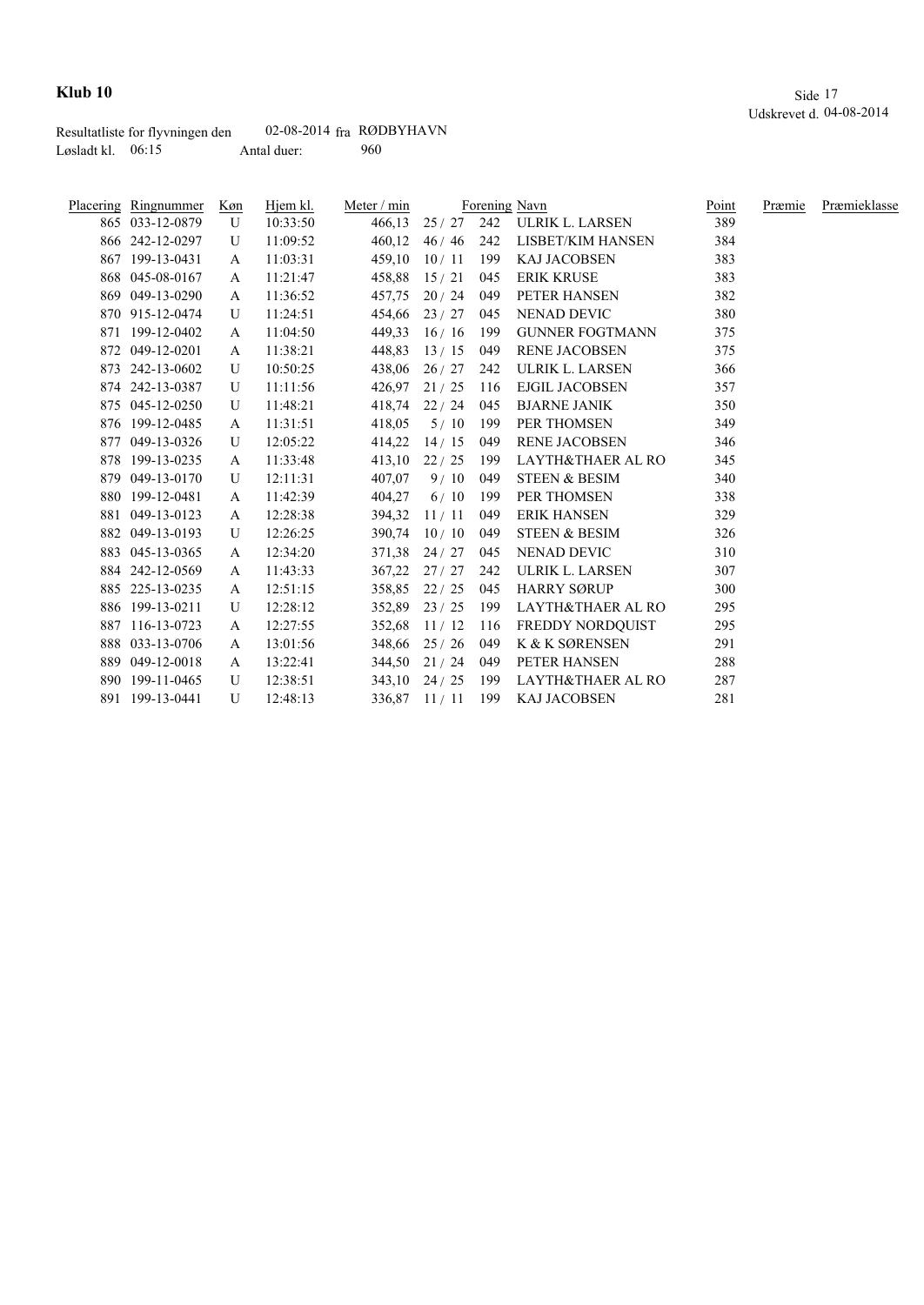# Klub 10

Udskrevet d. 04-08-2014

Resultatliste for flyvningen den 02-08-2014 fra RØDBYHAVN
Løsladt kl. 06:15 Antal duer: 960

| Placering | Ringnummer | Køn | Hjem kl. | Meter / min | | Forening | Navn | Point | Præmie | Præmieklasse |
|---|---|---|---|---|---|---|---|---|---|---|
| 865 | 033-12-0879 | U | 10:33:50 | 466,13 | 25 / 27 | 242 | ULRIK L. LARSEN | 389 | | |
| 866 | 242-12-0297 | U | 11:09:52 | 460,12 | 46 / 46 | 242 | LISBET/KIM HANSEN | 384 | | |
| 867 | 199-13-0431 | A | 11:03:31 | 459,10 | 10 / 11 | 199 | KAJ JACOBSEN | 383 | | |
| 868 | 045-08-0167 | A | 11:21:47 | 458,88 | 15 / 21 | 045 | ERIK KRUSE | 383 | | |
| 869 | 049-13-0290 | A | 11:36:52 | 457,75 | 20 / 24 | 049 | PETER HANSEN | 382 | | |
| 870 | 915-12-0474 | U | 11:24:51 | 454,66 | 23 / 27 | 045 | NENAD DEVIC | 380 | | |
| 871 | 199-12-0402 | A | 11:04:50 | 449,33 | 16 / 16 | 199 | GUNNER FOGTMANN | 375 | | |
| 872 | 049-12-0201 | A | 11:38:21 | 448,83 | 13 / 15 | 049 | RENE JACOBSEN | 375 | | |
| 873 | 242-13-0602 | U | 10:50:25 | 438,06 | 26 / 27 | 242 | ULRIK L. LARSEN | 366 | | |
| 874 | 242-13-0387 | U | 11:11:56 | 426,97 | 21 / 25 | 116 | EJGIL JACOBSEN | 357 | | |
| 875 | 045-12-0250 | U | 11:48:21 | 418,74 | 22 / 24 | 045 | BJARNE JANIK | 350 | | |
| 876 | 199-12-0485 | A | 11:31:51 | 418,05 | 5 / 10 | 199 | PER THOMSEN | 349 | | |
| 877 | 049-13-0326 | U | 12:05:22 | 414,22 | 14 / 15 | 049 | RENE JACOBSEN | 346 | | |
| 878 | 199-13-0235 | A | 11:33:48 | 413,10 | 22 / 25 | 199 | LAYTH&THAER AL RO | 345 | | |
| 879 | 049-13-0170 | U | 12:11:31 | 407,07 | 9 / 10 | 049 | STEEN & BESIM | 340 | | |
| 880 | 199-12-0481 | A | 11:42:39 | 404,27 | 6 / 10 | 199 | PER THOMSEN | 338 | | |
| 881 | 049-13-0123 | A | 12:28:38 | 394,32 | 11 / 11 | 049 | ERIK HANSEN | 329 | | |
| 882 | 049-13-0193 | U | 12:26:25 | 390,74 | 10 / 10 | 049 | STEEN & BESIM | 326 | | |
| 883 | 045-13-0365 | A | 12:34:20 | 371,38 | 24 / 27 | 045 | NENAD DEVIC | 310 | | |
| 884 | 242-12-0569 | A | 11:43:33 | 367,22 | 27 / 27 | 242 | ULRIK L. LARSEN | 307 | | |
| 885 | 225-13-0235 | A | 12:51:15 | 358,85 | 22 / 25 | 045 | HARRY SØRUP | 300 | | |
| 886 | 199-13-0211 | U | 12:28:12 | 352,89 | 23 / 25 | 199 | LAYTH&THAER AL RO | 295 | | |
| 887 | 116-13-0723 | A | 12:27:55 | 352,68 | 11 / 12 | 116 | FREDDY NORDQUIST | 295 | | |
| 888 | 033-13-0706 | A | 13:01:56 | 348,66 | 25 / 26 | 049 | K & K SØRENSEN | 291 | | |
| 889 | 049-12-0018 | A | 13:22:41 | 344,50 | 21 / 24 | 049 | PETER HANSEN | 288 | | |
| 890 | 199-11-0465 | U | 12:38:51 | 343,10 | 24 / 25 | 199 | LAYTH&THAER AL RO | 287 | | |
| 891 | 199-13-0441 | U | 12:48:13 | 336,87 | 11 / 11 | 199 | KAJ JACOBSEN | 281 | | |